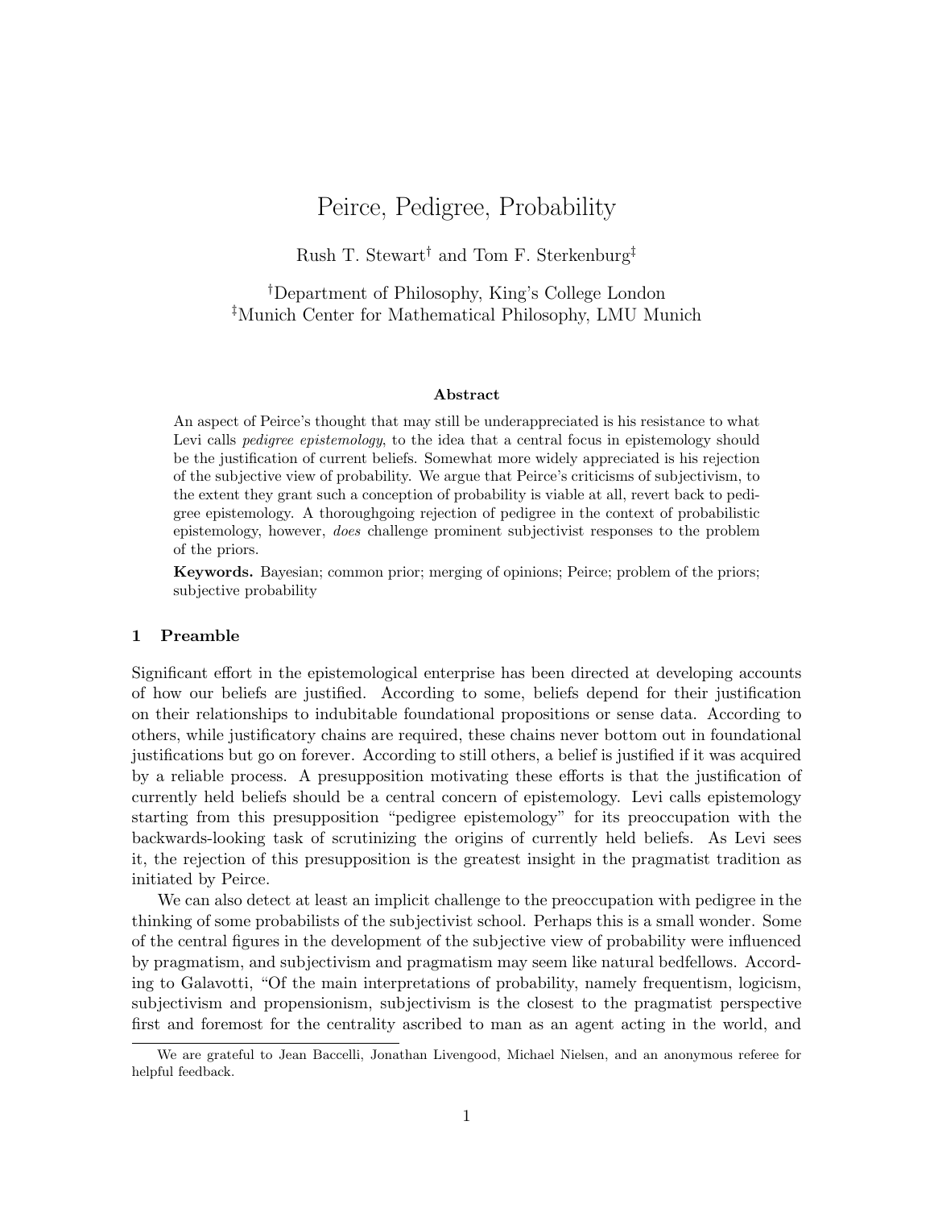# Peirce, Pedigree, Probability

Rush T. Stewart[†] and Tom F. Sterkenburg[‡]

[†]Department of Philosophy, King's College London
[‡]Munich Center for Mathematical Philosophy, LMU Munich

### Abstract

An aspect of Peirce's thought that may still be underappreciated is his resistance to what Levi calls *pedigree epistemology*, to the idea that a central focus in epistemology should be the justification of current beliefs. Somewhat more widely appreciated is his rejection of the subjective view of probability. We argue that Peirce's criticisms of subjectivism, to the extent they grant such a conception of probability is viable at all, revert back to pedigree epistemology. A thoroughgoing rejection of pedigree in the context of probabilistic epistemology, however, *does* challenge prominent subjectivist responses to the problem of the priors.

**Keywords.** Bayesian; common prior; merging of opinions; Peirce; problem of the priors; subjective probability

## 1 Preamble

Significant effort in the epistemological enterprise has been directed at developing accounts of how our beliefs are justified. According to some, beliefs depend for their justification on their relationships to indubitable foundational propositions or sense data. According to others, while justificatory chains are required, these chains never bottom out in foundational justifications but go on forever. According to still others, a belief is justified if it was acquired by a reliable process. A presupposition motivating these efforts is that the justification of currently held beliefs should be a central concern of epistemology. Levi calls epistemology starting from this presupposition "pedigree epistemology" for its preoccupation with the backwards-looking task of scrutinizing the origins of currently held beliefs. As Levi sees it, the rejection of this presupposition is the greatest insight in the pragmatist tradition as initiated by Peirce.

We can also detect at least an implicit challenge to the preoccupation with pedigree in the thinking of some probabilists of the subjectivist school. Perhaps this is a small wonder. Some of the central figures in the development of the subjective view of probability were influenced by pragmatism, and subjectivism and pragmatism may seem like natural bedfellows. According to Galavotti, "Of the main interpretations of probability, namely frequentism, logicism, subjectivism and propensionism, subjectivism is the closest to the pragmatist perspective first and foremost for the centrality ascribed to man as an agent acting in the world, and

We are grateful to Jean Baccelli, Jonathan Livengood, Michael Nielsen, and an anonymous referee for helpful feedback.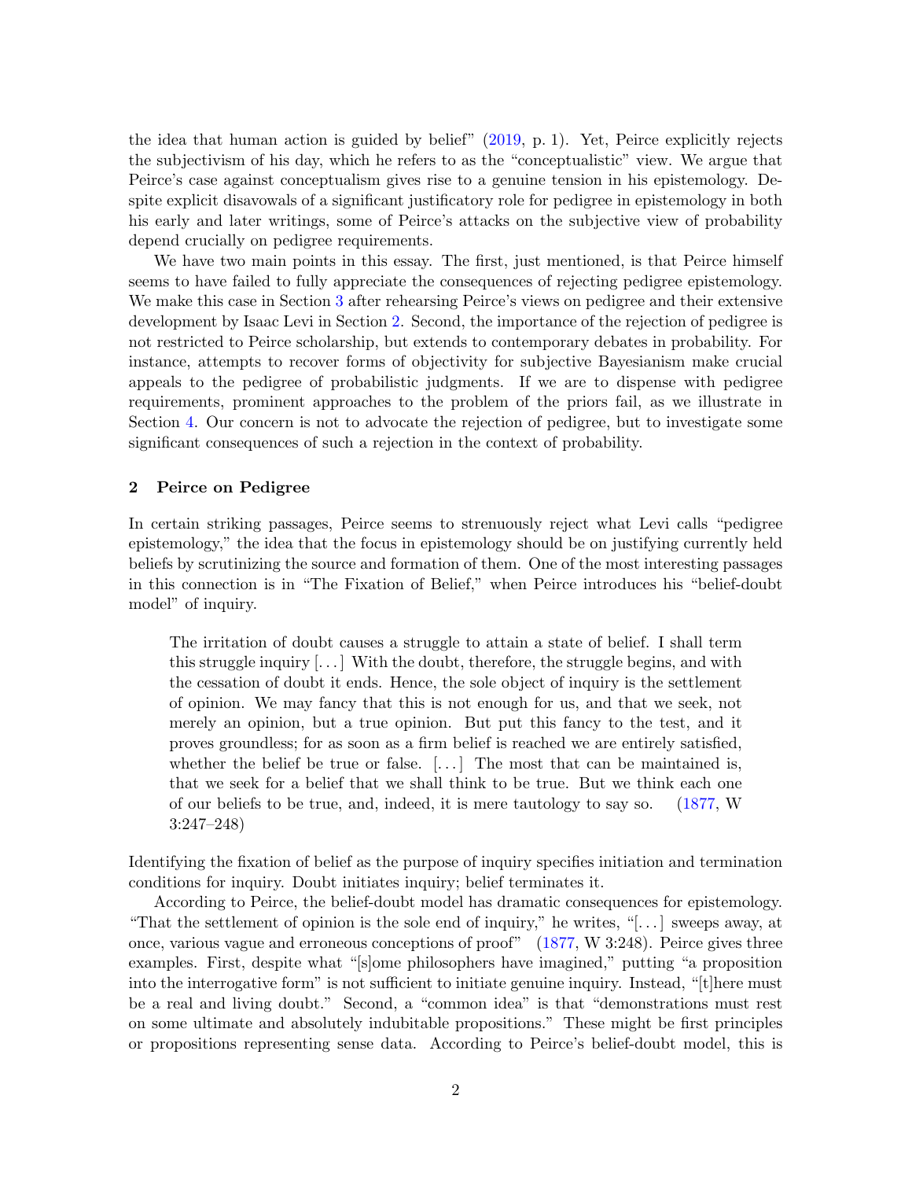the idea that human action is guided by belief" (2019, p. 1). Yet, Peirce explicitly rejects the subjectivism of his day, which he refers to as the "conceptualistic" view. We argue that Peirce's case against conceptualism gives rise to a genuine tension in his epistemology. Despite explicit disavowals of a significant justificatory role for pedigree in epistemology in both his early and later writings, some of Peirce's attacks on the subjective view of probability depend crucially on pedigree requirements.

We have two main points in this essay. The first, just mentioned, is that Peirce himself seems to have failed to fully appreciate the consequences of rejecting pedigree epistemology. We make this case in Section 3 after rehearsing Peirce's views on pedigree and their extensive development by Isaac Levi in Section 2. Second, the importance of the rejection of pedigree is not restricted to Peirce scholarship, but extends to contemporary debates in probability. For instance, attempts to recover forms of objectivity for subjective Bayesianism make crucial appeals to the pedigree of probabilistic judgments. If we are to dispense with pedigree requirements, prominent approaches to the problem of the priors fail, as we illustrate in Section 4. Our concern is not to advocate the rejection of pedigree, but to investigate some significant consequences of such a rejection in the context of probability.

## 2 Peirce on Pedigree

In certain striking passages, Peirce seems to strenuously reject what Levi calls "pedigree epistemology," the idea that the focus in epistemology should be on justifying currently held beliefs by scrutinizing the source and formation of them. One of the most interesting passages in this connection is in "The Fixation of Belief," when Peirce introduces his "belief-doubt model" of inquiry.

> The irritation of doubt causes a struggle to attain a state of belief. I shall term this struggle inquiry [...] With the doubt, therefore, the struggle begins, and with the cessation of doubt it ends. Hence, the sole object of inquiry is the settlement of opinion. We may fancy that this is not enough for us, and that we seek, not merely an opinion, but a true opinion. But put this fancy to the test, and it proves groundless; for as soon as a firm belief is reached we are entirely satisfied, whether the belief be true or false. [...] The most that can be maintained is, that we seek for a belief that we shall think to be true. But we think each one of our beliefs to be true, and, indeed, it is mere tautology to say so. (1877, W 3:247–248)

Identifying the fixation of belief as the purpose of inquiry specifies initiation and termination conditions for inquiry. Doubt initiates inquiry; belief terminates it.

According to Peirce, the belief-doubt model has dramatic consequences for epistemology. "That the settlement of opinion is the sole end of inquiry," he writes, "[...] sweeps away, at once, various vague and erroneous conceptions of proof" (1877, W 3:248). Peirce gives three examples. First, despite what "[s]ome philosophers have imagined," putting "a proposition into the interrogative form" is not sufficient to initiate genuine inquiry. Instead, "[t]here must be a real and living doubt." Second, a "common idea" is that "demonstrations must rest on some ultimate and absolutely indubitable propositions." These might be first principles or propositions representing sense data. According to Peirce's belief-doubt model, this is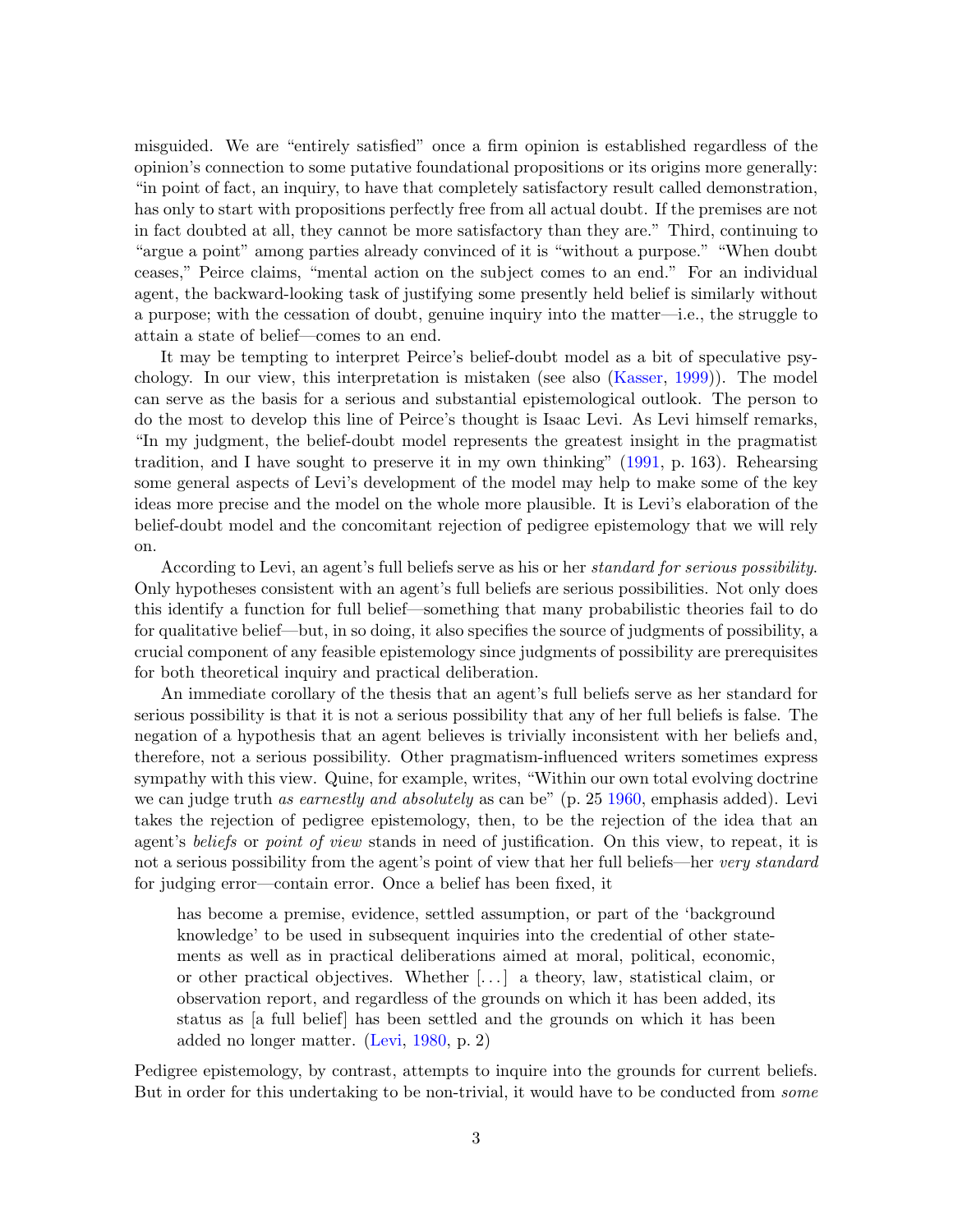misguided. We are "entirely satisfied" once a firm opinion is established regardless of the opinion's connection to some putative foundational propositions or its origins more generally: "in point of fact, an inquiry, to have that completely satisfactory result called demonstration, has only to start with propositions perfectly free from all actual doubt. If the premises are not in fact doubted at all, they cannot be more satisfactory than they are." Third, continuing to "argue a point" among parties already convinced of it is "without a purpose." "When doubt ceases," Peirce claims, "mental action on the subject comes to an end." For an individual agent, the backward-looking task of justifying some presently held belief is similarly without a purpose; with the cessation of doubt, genuine inquiry into the matter—i.e., the struggle to attain a state of belief—comes to an end.

It may be tempting to interpret Peirce's belief-doubt model as a bit of speculative psychology. In our view, this interpretation is mistaken (see also (Kasser, 1999)). The model can serve as the basis for a serious and substantial epistemological outlook. The person to do the most to develop this line of Peirce's thought is Isaac Levi. As Levi himself remarks, "In my judgment, the belief-doubt model represents the greatest insight in the pragmatist tradition, and I have sought to preserve it in my own thinking" (1991, p. 163). Rehearsing some general aspects of Levi's development of the model may help to make some of the key ideas more precise and the model on the whole more plausible. It is Levi's elaboration of the belief-doubt model and the concomitant rejection of pedigree epistemology that we will rely on.

According to Levi, an agent's full beliefs serve as his or her *standard for serious possibility*. Only hypotheses consistent with an agent's full beliefs are serious possibilities. Not only does this identify a function for full belief—something that many probabilistic theories fail to do for qualitative belief—but, in so doing, it also specifies the source of judgments of possibility, a crucial component of any feasible epistemology since judgments of possibility are prerequisites for both theoretical inquiry and practical deliberation.

An immediate corollary of the thesis that an agent's full beliefs serve as her standard for serious possibility is that it is not a serious possibility that any of her full beliefs is false. The negation of a hypothesis that an agent believes is trivially inconsistent with her beliefs and, therefore, not a serious possibility. Other pragmatism-influenced writers sometimes express sympathy with this view. Quine, for example, writes, "Within our own total evolving doctrine we can judge truth *as earnestly and absolutely* as can be" (p. 25 1960, emphasis added). Levi takes the rejection of pedigree epistemology, then, to be the rejection of the idea that an agent's *beliefs* or *point of view* stands in need of justification. On this view, to repeat, it is not a serious possibility from the agent's point of view that her full beliefs—her *very standard* for judging error—contain error. Once a belief has been fixed, it

> has become a premise, evidence, settled assumption, or part of the 'background knowledge' to be used in subsequent inquiries into the credential of other statements as well as in practical deliberations aimed at moral, political, economic, or other practical objectives. Whether [...] a theory, law, statistical claim, or observation report, and regardless of the grounds on which it has been added, its status as [a full belief] has been settled and the grounds on which it has been added no longer matter. (Levi, 1980, p. 2)

Pedigree epistemology, by contrast, attempts to inquire into the grounds for current beliefs. But in order for this undertaking to be non-trivial, it would have to be conducted from *some*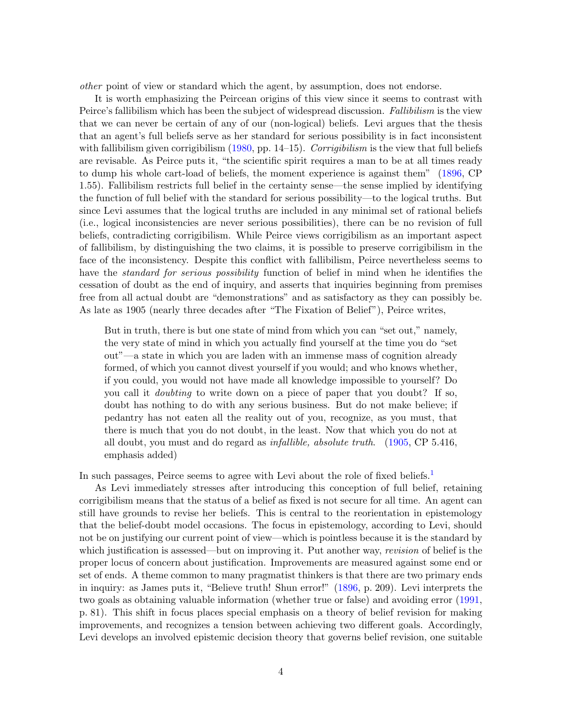*other* point of view or standard which the agent, by assumption, does not endorse.

It is worth emphasizing the Peircean origins of this view since it seems to contrast with Peirce's fallibilism which has been the subject of widespread discussion. *Fallibilism* is the view that we can never be certain of any of our (non-logical) beliefs. Levi argues that the thesis that an agent's full beliefs serve as her standard for serious possibility is in fact inconsistent with fallibilism given corrigibilism (1980, pp. 14–15). *Corrigibilism* is the view that full beliefs are revisable. As Peirce puts it, "the scientific spirit requires a man to be at all times ready to dump his whole cart-load of beliefs, the moment experience is against them" (1896, CP 1.55). Fallibilism restricts full belief in the certainty sense—the sense implied by identifying the function of full belief with the standard for serious possibility—to the logical truths. But since Levi assumes that the logical truths are included in any minimal set of rational beliefs (i.e., logical inconsistencies are never serious possibilities), there can be no revision of full beliefs, contradicting corrigibilism. While Peirce views corrigibilism as an important aspect of fallibilism, by distinguishing the two claims, it is possible to preserve corrigibilism in the face of the inconsistency. Despite this conflict with fallibilism, Peirce nevertheless seems to have the *standard for serious possibility* function of belief in mind when he identifies the cessation of doubt as the end of inquiry, and asserts that inquiries beginning from premises free from all actual doubt are "demonstrations" and as satisfactory as they can possibly be. As late as 1905 (nearly three decades after "The Fixation of Belief"), Peirce writes,

> But in truth, there is but one state of mind from which you can "set out," namely, the very state of mind in which you actually find yourself at the time you do "set out"—a state in which you are laden with an immense mass of cognition already formed, of which you cannot divest yourself if you would; and who knows whether, if you could, you would not have made all knowledge impossible to yourself? Do you call it *doubting* to write down on a piece of paper that you doubt? If so, doubt has nothing to do with any serious business. But do not make believe; if pedantry has not eaten all the reality out of you, recognize, as you must, that there is much that you do not doubt, in the least. Now that which you do not at all doubt, you must and do regard as *infallible, absolute truth*. (1905, CP 5.416, emphasis added)

In such passages, Peirce seems to agree with Levi about the role of fixed beliefs.[1]

As Levi immediately stresses after introducing this conception of full belief, retaining corrigibilism means that the status of a belief as fixed is not secure for all time. An agent can still have grounds to revise her beliefs. This is central to the reorientation in epistemology that the belief-doubt model occasions. The focus in epistemology, according to Levi, should not be on justifying our current point of view—which is pointless because it is the standard by which justification is assessed—but on improving it. Put another way, *revision* of belief is the proper locus of concern about justification. Improvements are measured against some end or set of ends. A theme common to many pragmatist thinkers is that there are two primary ends in inquiry: as James puts it, "Believe truth! Shun error!" (1896, p. 209). Levi interprets the two goals as obtaining valuable information (whether true or false) and avoiding error (1991, p. 81). This shift in focus places special emphasis on a theory of belief revision for making improvements, and recognizes a tension between achieving two different goals. Accordingly, Levi develops an involved epistemic decision theory that governs belief revision, one suitable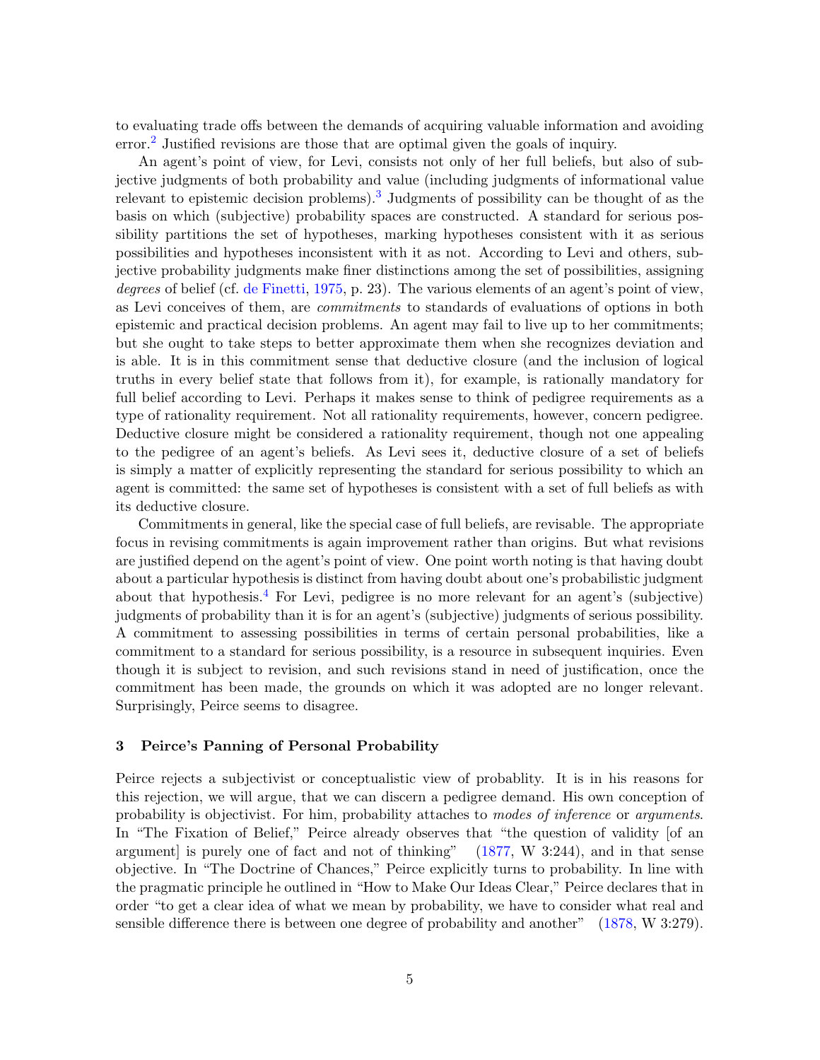to evaluating trade offs between the demands of acquiring valuable information and avoiding error.[2] Justified revisions are those that are optimal given the goals of inquiry.

An agent's point of view, for Levi, consists not only of her full beliefs, but also of subjective judgments of both probability and value (including judgments of informational value relevant to epistemic decision problems).[3] Judgments of possibility can be thought of as the basis on which (subjective) probability spaces are constructed. A standard for serious possibility partitions the set of hypotheses, marking hypotheses consistent with it as serious possibilities and hypotheses inconsistent with it as not. According to Levi and others, subjective probability judgments make finer distinctions among the set of possibilities, assigning *degrees* of belief (cf. de Finetti, 1975, p. 23). The various elements of an agent's point of view, as Levi conceives of them, are *commitments* to standards of evaluations of options in both epistemic and practical decision problems. An agent may fail to live up to her commitments; but she ought to take steps to better approximate them when she recognizes deviation and is able. It is in this commitment sense that deductive closure (and the inclusion of logical truths in every belief state that follows from it), for example, is rationally mandatory for full belief according to Levi. Perhaps it makes sense to think of pedigree requirements as a type of rationality requirement. Not all rationality requirements, however, concern pedigree. Deductive closure might be considered a rationality requirement, though not one appealing to the pedigree of an agent's beliefs. As Levi sees it, deductive closure of a set of beliefs is simply a matter of explicitly representing the standard for serious possibility to which an agent is committed: the same set of hypotheses is consistent with a set of full beliefs as with its deductive closure.

Commitments in general, like the special case of full beliefs, are revisable. The appropriate focus in revising commitments is again improvement rather than origins. But what revisions are justified depend on the agent's point of view. One point worth noting is that having doubt about a particular hypothesis is distinct from having doubt about one's probabilistic judgment about that hypothesis.[4] For Levi, pedigree is no more relevant for an agent's (subjective) judgments of probability than it is for an agent's (subjective) judgments of serious possibility. A commitment to assessing possibilities in terms of certain personal probabilities, like a commitment to a standard for serious possibility, is a resource in subsequent inquiries. Even though it is subject to revision, and such revisions stand in need of justification, once the commitment has been made, the grounds on which it was adopted are no longer relevant. Surprisingly, Peirce seems to disagree.

## 3 Peirce's Panning of Personal Probability

Peirce rejects a subjectivist or conceptualistic view of probablity. It is in his reasons for this rejection, we will argue, that we can discern a pedigree demand. His own conception of probability is objectivist. For him, probability attaches to *modes of inference* or *arguments*. In "The Fixation of Belief," Peirce already observes that "the question of validity [of an argument] is purely one of fact and not of thinking" (1877, W 3:244), and in that sense objective. In "The Doctrine of Chances," Peirce explicitly turns to probability. In line with the pragmatic principle he outlined in "How to Make Our Ideas Clear," Peirce declares that in order "to get a clear idea of what we mean by probability, we have to consider what real and sensible difference there is between one degree of probability and another" (1878, W 3:279).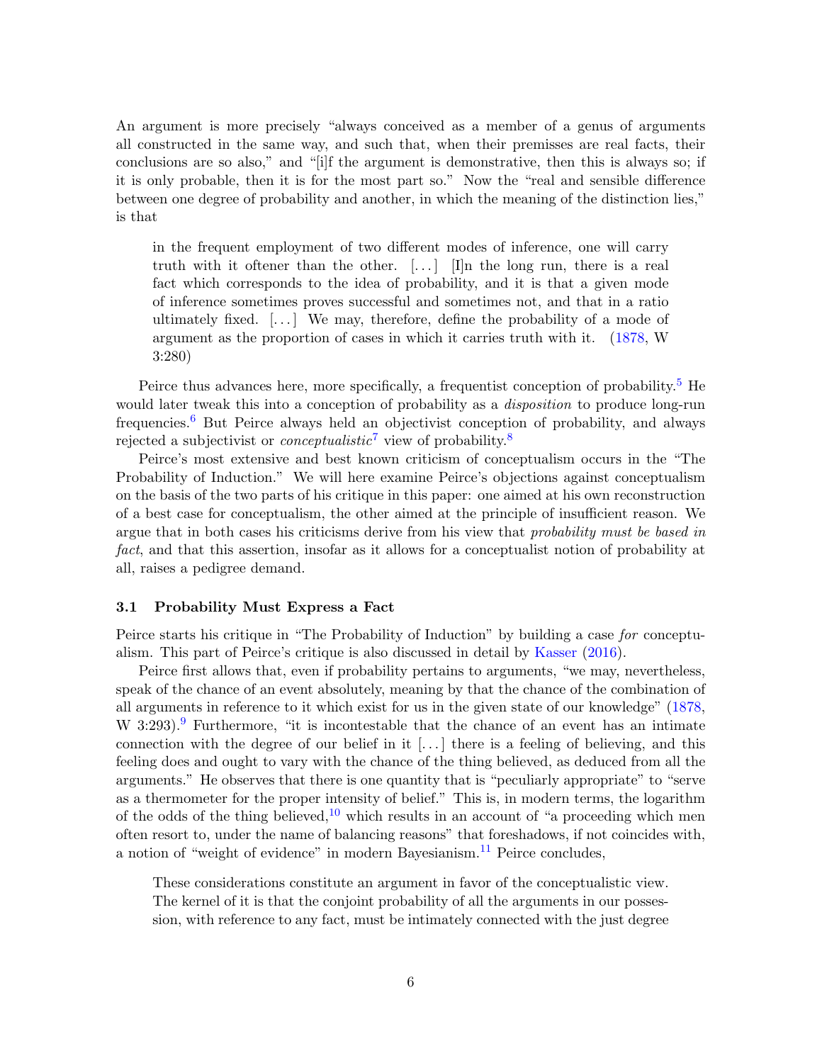An argument is more precisely "always conceived as a member of a genus of arguments all constructed in the same way, and such that, when their premisses are real facts, their conclusions are so also," and "[i]f the argument is demonstrative, then this is always so; if it is only probable, then it is for the most part so." Now the "real and sensible difference between one degree of probability and another, in which the meaning of the distinction lies," is that

> in the frequent employment of two different modes of inference, one will carry truth with it oftener than the other. [...] [I]n the long run, there is a real fact which corresponds to the idea of probability, and it is that a given mode of inference sometimes proves successful and sometimes not, and that in a ratio ultimately fixed. [...] We may, therefore, define the probability of a mode of argument as the proportion of cases in which it carries truth with it. (1878, W 3:280)

Peirce thus advances here, more specifically, a frequentist conception of probability.[5] He would later tweak this into a conception of probability as a *disposition* to produce long-run frequencies.[6] But Peirce always held an objectivist conception of probability, and always rejected a subjectivist or *conceptualistic*[7] view of probability.[8]

Peirce's most extensive and best known criticism of conceptualism occurs in the "The Probability of Induction." We will here examine Peirce's objections against conceptualism on the basis of the two parts of his critique in this paper: one aimed at his own reconstruction of a best case for conceptualism, the other aimed at the principle of insufficient reason. We argue that in both cases his criticisms derive from his view that *probability must be based in fact*, and that this assertion, insofar as it allows for a conceptualist notion of probability at all, raises a pedigree demand.

### 3.1 Probability Must Express a Fact

Peirce starts his critique in "The Probability of Induction" by building a case *for* conceptualism. This part of Peirce's critique is also discussed in detail by Kasser (2016).

Peirce first allows that, even if probability pertains to arguments, "we may, nevertheless, speak of the chance of an event absolutely, meaning by that the chance of the combination of all arguments in reference to it which exist for us in the given state of our knowledge" (1878, W 3:293).[9] Furthermore, "it is incontestable that the chance of an event has an intimate connection with the degree of our belief in it [...] there is a feeling of believing, and this feeling does and ought to vary with the chance of the thing believed, as deduced from all the arguments." He observes that there is one quantity that is "peculiarly appropriate" to "serve as a thermometer for the proper intensity of belief." This is, in modern terms, the logarithm of the odds of the thing believed,[10] which results in an account of "a proceeding which men often resort to, under the name of balancing reasons" that foreshadows, if not coincides with, a notion of "weight of evidence" in modern Bayesianism.[11] Peirce concludes,

> These considerations constitute an argument in favor of the conceptualistic view. The kernel of it is that the conjoint probability of all the arguments in our possession, with reference to any fact, must be intimately connected with the just degree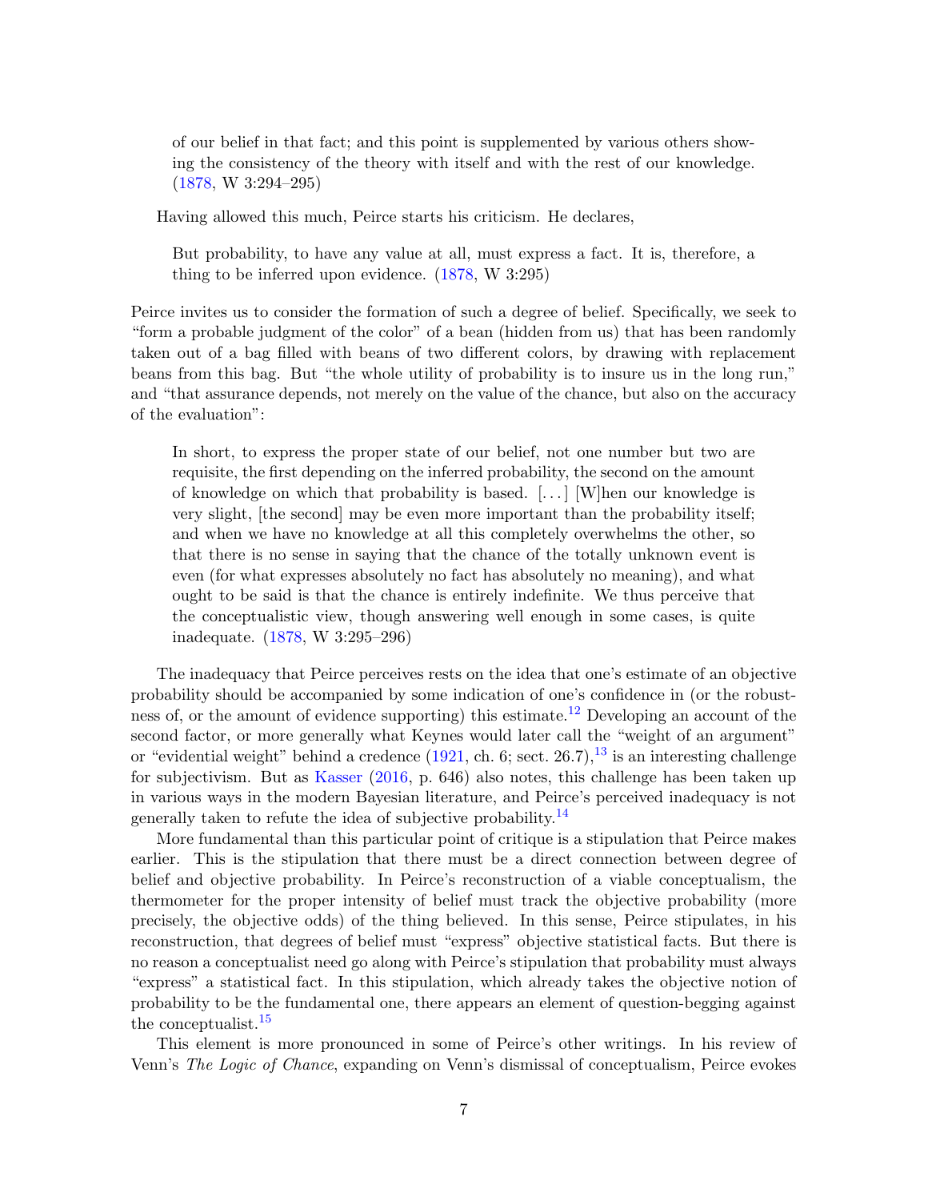> of our belief in that fact; and this point is supplemented by various others showing the consistency of the theory with itself and with the rest of our knowledge. (1878, W 3:294–295)

Having allowed this much, Peirce starts his criticism. He declares,

> But probability, to have any value at all, must express a fact. It is, therefore, a thing to be inferred upon evidence. (1878, W 3:295)

Peirce invites us to consider the formation of such a degree of belief. Specifically, we seek to "form a probable judgment of the color" of a bean (hidden from us) that has been randomly taken out of a bag filled with beans of two different colors, by drawing with replacement beans from this bag. But "the whole utility of probability is to insure us in the long run," and "that assurance depends, not merely on the value of the chance, but also on the accuracy of the evaluation":

> In short, to express the proper state of our belief, not one number but two are requisite, the first depending on the inferred probability, the second on the amount of knowledge on which that probability is based. [. . . ] [W]hen our knowledge is very slight, [the second] may be even more important than the probability itself; and when we have no knowledge at all this completely overwhelms the other, so that there is no sense in saying that the chance of the totally unknown event is even (for what expresses absolutely no fact has absolutely no meaning), and what ought to be said is that the chance is entirely indefinite. We thus perceive that the conceptualistic view, though answering well enough in some cases, is quite inadequate. (1878, W 3:295–296)

The inadequacy that Peirce perceives rests on the idea that one's estimate of an objective probability should be accompanied by some indication of one's confidence in (or the robustness of, or the amount of evidence supporting) this estimate.[12] Developing an account of the second factor, or more generally what Keynes would later call the "weight of an argument" or "evidential weight" behind a credence (1921, ch. 6; sect. 26.7),[13] is an interesting challenge for subjectivism. But as Kasser (2016, p. 646) also notes, this challenge has been taken up in various ways in the modern Bayesian literature, and Peirce's perceived inadequacy is not generally taken to refute the idea of subjective probability.[14]

More fundamental than this particular point of critique is a stipulation that Peirce makes earlier. This is the stipulation that there must be a direct connection between degree of belief and objective probability. In Peirce's reconstruction of a viable conceptualism, the thermometer for the proper intensity of belief must track the objective probability (more precisely, the objective odds) of the thing believed. In this sense, Peirce stipulates, in his reconstruction, that degrees of belief must "express" objective statistical facts. But there is no reason a conceptualist need go along with Peirce's stipulation that probability must always "express" a statistical fact. In this stipulation, which already takes the objective notion of probability to be the fundamental one, there appears an element of question-begging against the conceptualist.[15]

This element is more pronounced in some of Peirce's other writings. In his review of Venn's *The Logic of Chance*, expanding on Venn's dismissal of conceptualism, Peirce evokes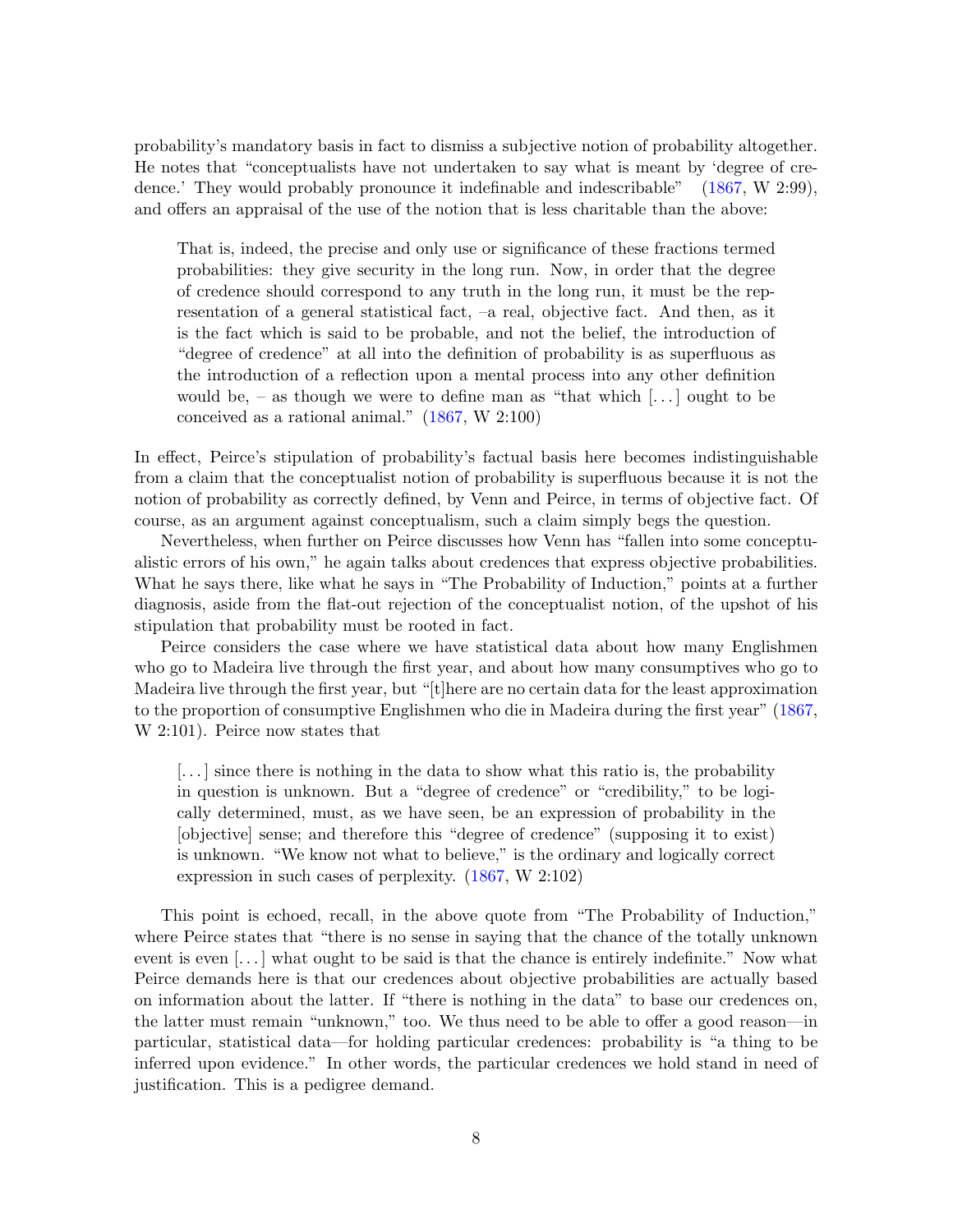probability's mandatory basis in fact to dismiss a subjective notion of probability altogether. He notes that "conceptualists have not undertaken to say what is meant by 'degree of credence.' They would probably pronounce it indefinable and indescribable" (1867, W 2:99), and offers an appraisal of the use of the notion that is less charitable than the above:

> That is, indeed, the precise and only use or significance of these fractions termed probabilities: they give security in the long run. Now, in order that the degree of credence should correspond to any truth in the long run, it must be the representation of a general statistical fact, –a real, objective fact. And then, as it is the fact which is said to be probable, and not the belief, the introduction of "degree of credence" at all into the definition of probability is as superfluous as the introduction of a reflection upon a mental process into any other definition would be, – as though we were to define man as "that which [. . . ] ought to be conceived as a rational animal." (1867, W 2:100)

In effect, Peirce's stipulation of probability's factual basis here becomes indistinguishable from a claim that the conceptualist notion of probability is superfluous because it is not the notion of probability as correctly defined, by Venn and Peirce, in terms of objective fact. Of course, as an argument against conceptualism, such a claim simply begs the question.

Nevertheless, when further on Peirce discusses how Venn has "fallen into some conceptualistic errors of his own," he again talks about credences that express objective probabilities. What he says there, like what he says in "The Probability of Induction," points at a further diagnosis, aside from the flat-out rejection of the conceptualist notion, of the upshot of his stipulation that probability must be rooted in fact.

Peirce considers the case where we have statistical data about how many Englishmen who go to Madeira live through the first year, and about how many consumptives who go to Madeira live through the first year, but "[t]here are no certain data for the least approximation to the proportion of consumptive Englishmen who die in Madeira during the first year" (1867, W 2:101). Peirce now states that

> [. . . ] since there is nothing in the data to show what this ratio is, the probability in question is unknown. But a "degree of credence" or "credibility," to be logically determined, must, as we have seen, be an expression of probability in the [objective] sense; and therefore this "degree of credence" (supposing it to exist) is unknown. "We know not what to believe," is the ordinary and logically correct expression in such cases of perplexity. (1867, W 2:102)

This point is echoed, recall, in the above quote from "The Probability of Induction," where Peirce states that "there is no sense in saying that the chance of the totally unknown event is even [. . . ] what ought to be said is that the chance is entirely indefinite." Now what Peirce demands here is that our credences about objective probabilities are actually based on information about the latter. If "there is nothing in the data" to base our credences on, the latter must remain "unknown," too. We thus need to be able to offer a good reason—in particular, statistical data—for holding particular credences: probability is "a thing to be inferred upon evidence." In other words, the particular credences we hold stand in need of justification. This is a pedigree demand.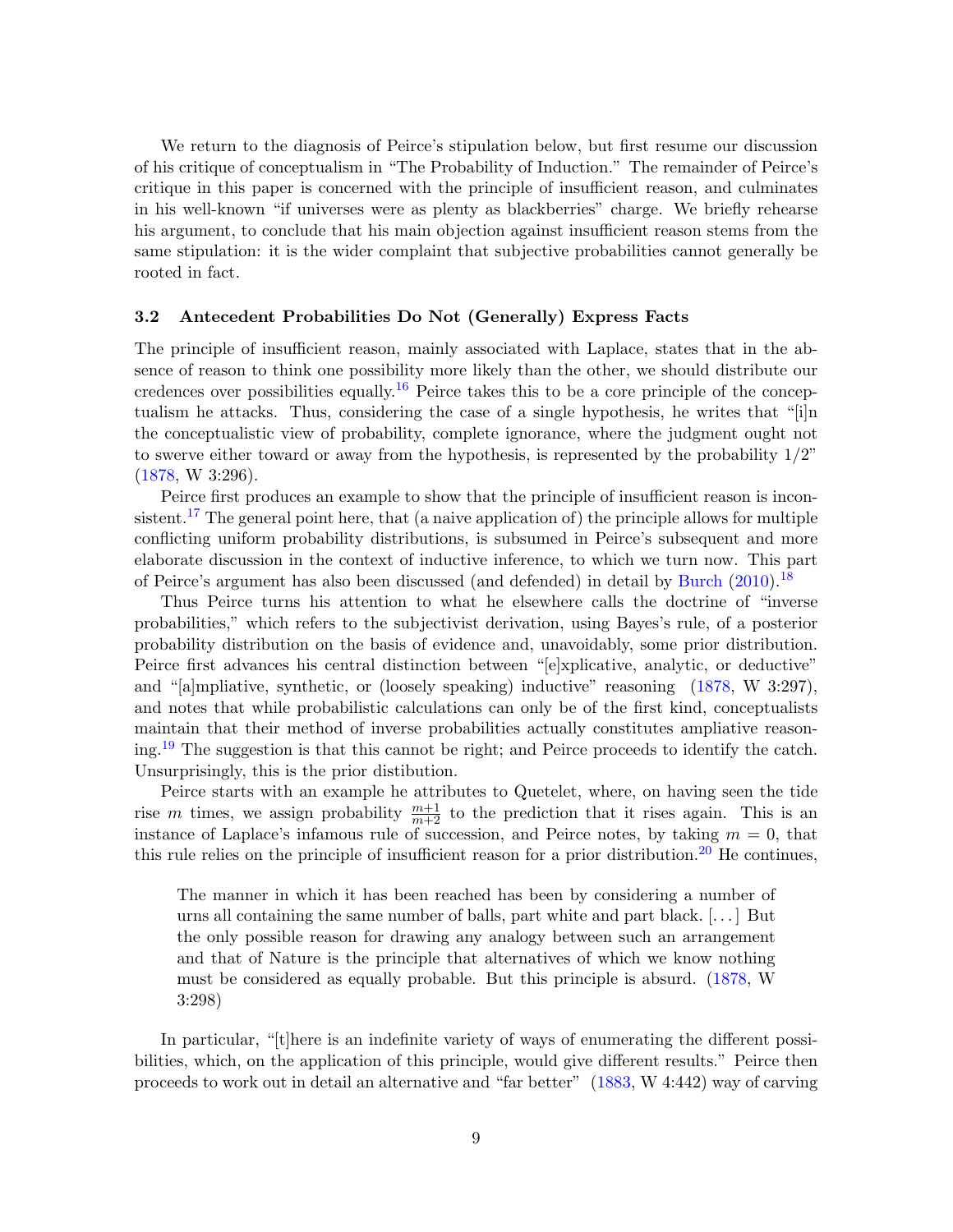We return to the diagnosis of Peirce's stipulation below, but first resume our discussion of his critique of conceptualism in "The Probability of Induction." The remainder of Peirce's critique in this paper is concerned with the principle of insufficient reason, and culminates in his well-known "if universes were as plenty as blackberries" charge. We briefly rehearse his argument, to conclude that his main objection against insufficient reason stems from the same stipulation: it is the wider complaint that subjective probabilities cannot generally be rooted in fact.

### 3.2 Antecedent Probabilities Do Not (Generally) Express Facts

The principle of insufficient reason, mainly associated with Laplace, states that in the absence of reason to think one possibility more likely than the other, we should distribute our credences over possibilities equally.[16] Peirce takes this to be a core principle of the conceptualism he attacks. Thus, considering the case of a single hypothesis, he writes that "[i]n the conceptualistic view of probability, complete ignorance, where the judgment ought not to swerve either toward or away from the hypothesis, is represented by the probability 1/2" (1878, W 3:296).

Peirce first produces an example to show that the principle of insufficient reason is inconsistent.[17] The general point here, that (a naive application of) the principle allows for multiple conflicting uniform probability distributions, is subsumed in Peirce's subsequent and more elaborate discussion in the context of inductive inference, to which we turn now. This part of Peirce's argument has also been discussed (and defended) in detail by Burch (2010).[18]

Thus Peirce turns his attention to what he elsewhere calls the doctrine of "inverse probabilities," which refers to the subjectivist derivation, using Bayes's rule, of a posterior probability distribution on the basis of evidence and, unavoidably, some prior distribution. Peirce first advances his central distinction between "[e]xplicative, analytic, or deductive" and "[a]mpliative, synthetic, or (loosely speaking) inductive" reasoning (1878, W 3:297), and notes that while probabilistic calculations can only be of the first kind, conceptualists maintain that their method of inverse probabilities actually constitutes ampliative reasoning.[19] The suggestion is that this cannot be right; and Peirce proceeds to identify the catch. Unsurprisingly, this is the prior distibution.

Peirce starts with an example he attributes to Quetelet, where, on having seen the tide rise $m$ times, we assign probability $\frac{m+1}{m+2}$ to the prediction that it rises again. This is an instance of Laplace's infamous rule of succession, and Peirce notes, by taking $m = 0$, that this rule relies on the principle of insufficient reason for a prior distribution.[20] He continues,

> The manner in which it has been reached has been by considering a number of urns all containing the same number of balls, part white and part black. [...] But the only possible reason for drawing any analogy between such an arrangement and that of Nature is the principle that alternatives of which we know nothing must be considered as equally probable. But this principle is absurd. (1878, W 3:298)

In particular, "[t]here is an indefinite variety of ways of enumerating the different possibilities, which, on the application of this principle, would give different results." Peirce then proceeds to work out in detail an alternative and "far better" (1883, W 4:442) way of carving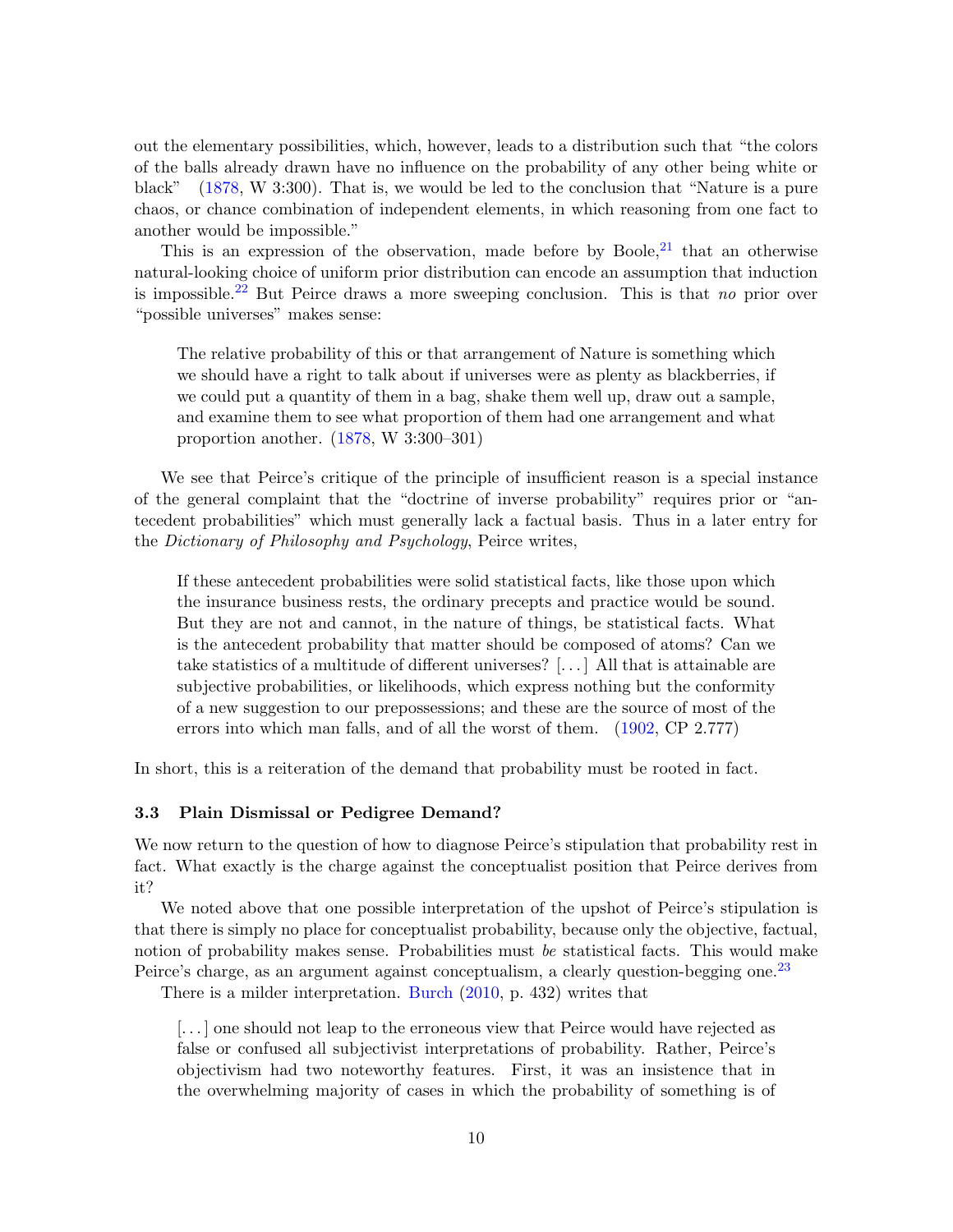out the elementary possibilities, which, however, leads to a distribution such that "the colors of the balls already drawn have no influence on the probability of any other being white or black" (1878, W 3:300). That is, we would be led to the conclusion that "Nature is a pure chaos, or chance combination of independent elements, in which reasoning from one fact to another would be impossible."

This is an expression of the observation, made before by Boole,[21] that an otherwise natural-looking choice of uniform prior distribution can encode an assumption that induction is impossible.[22] But Peirce draws a more sweeping conclusion. This is that *no* prior over "possible universes" makes sense:

> The relative probability of this or that arrangement of Nature is something which we should have a right to talk about if universes were as plenty as blackberries, if we could put a quantity of them in a bag, shake them well up, draw out a sample, and examine them to see what proportion of them had one arrangement and what proportion another. (1878, W 3:300–301)

We see that Peirce's critique of the principle of insufficient reason is a special instance of the general complaint that the "doctrine of inverse probability" requires prior or "antecedent probabilities" which must generally lack a factual basis. Thus in a later entry for the *Dictionary of Philosophy and Psychology*, Peirce writes,

> If these antecedent probabilities were solid statistical facts, like those upon which the insurance business rests, the ordinary precepts and practice would be sound. But they are not and cannot, in the nature of things, be statistical facts. What is the antecedent probability that matter should be composed of atoms? Can we take statistics of a multitude of different universes? [...] All that is attainable are subjective probabilities, or likelihoods, which express nothing but the conformity of a new suggestion to our prepossessions; and these are the source of most of the errors into which man falls, and of all the worst of them. (1902, CP 2.777)

In short, this is a reiteration of the demand that probability must be rooted in fact.

### 3.3 Plain Dismissal or Pedigree Demand?

We now return to the question of how to diagnose Peirce's stipulation that probability rest in fact. What exactly is the charge against the conceptualist position that Peirce derives from it?

We noted above that one possible interpretation of the upshot of Peirce's stipulation is that there is simply no place for conceptualist probability, because only the objective, factual, notion of probability makes sense. Probabilities must *be* statistical facts. This would make Peirce's charge, as an argument against conceptualism, a clearly question-begging one.[23]

There is a milder interpretation. Burch (2010, p. 432) writes that

> [...] one should not leap to the erroneous view that Peirce would have rejected as false or confused all subjectivist interpretations of probability. Rather, Peirce's objectivism had two noteworthy features. First, it was an insistence that in the overwhelming majority of cases in which the probability of something is of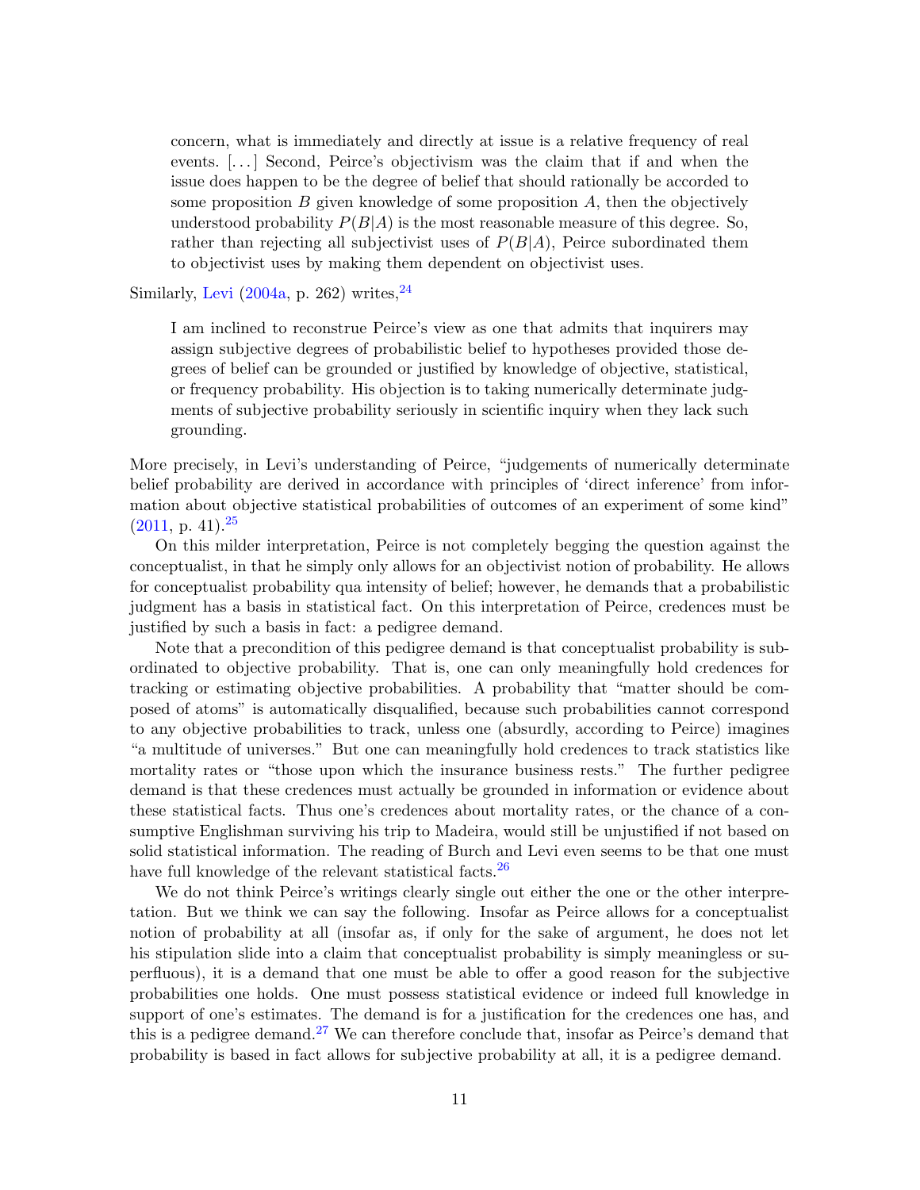> concern, what is immediately and directly at issue is a relative frequency of real events. [. . . ] Second, Peirce's objectivism was the claim that if and when the issue does happen to be the degree of belief that should rationally be accorded to some proposition $B$ given knowledge of some proposition $A$, then the objectively understood probability $P(B|A)$ is the most reasonable measure of this degree. So, rather than rejecting all subjectivist uses of $P(B|A)$, Peirce subordinated them to objectivist uses by making them dependent on objectivist uses.

Similarly, Levi (2004a, p. 262) writes,[24]

> I am inclined to reconstrue Peirce's view as one that admits that inquirers may assign subjective degrees of probabilistic belief to hypotheses provided those degrees of belief can be grounded or justified by knowledge of objective, statistical, or frequency probability. His objection is to taking numerically determinate judgments of subjective probability seriously in scientific inquiry when they lack such grounding.

More precisely, in Levi's understanding of Peirce, "judgements of numerically determinate belief probability are derived in accordance with principles of 'direct inference' from information about objective statistical probabilities of outcomes of an experiment of some kind" (2011, p. 41).[25]

On this milder interpretation, Peirce is not completely begging the question against the conceptualist, in that he simply only allows for an objectivist notion of probability. He allows for conceptualist probability qua intensity of belief; however, he demands that a probabilistic judgment has a basis in statistical fact. On this interpretation of Peirce, credences must be justified by such a basis in fact: a pedigree demand.

Note that a precondition of this pedigree demand is that conceptualist probability is subordinated to objective probability. That is, one can only meaningfully hold credences for tracking or estimating objective probabilities. A probability that "matter should be composed of atoms" is automatically disqualified, because such probabilities cannot correspond to any objective probabilities to track, unless one (absurdly, according to Peirce) imagines "a multitude of universes." But one can meaningfully hold credences to track statistics like mortality rates or "those upon which the insurance business rests." The further pedigree demand is that these credences must actually be grounded in information or evidence about these statistical facts. Thus one's credences about mortality rates, or the chance of a consumptive Englishman surviving his trip to Madeira, would still be unjustified if not based on solid statistical information. The reading of Burch and Levi even seems to be that one must have full knowledge of the relevant statistical facts.[26]

We do not think Peirce's writings clearly single out either the one or the other interpretation. But we think we can say the following. Insofar as Peirce allows for a conceptualist notion of probability at all (insofar as, if only for the sake of argument, he does not let his stipulation slide into a claim that conceptualist probability is simply meaningless or superfluous), it is a demand that one must be able to offer a good reason for the subjective probabilities one holds. One must possess statistical evidence or indeed full knowledge in support of one's estimates. The demand is for a justification for the credences one has, and this is a pedigree demand.[27] We can therefore conclude that, insofar as Peirce's demand that probability is based in fact allows for subjective probability at all, it is a pedigree demand.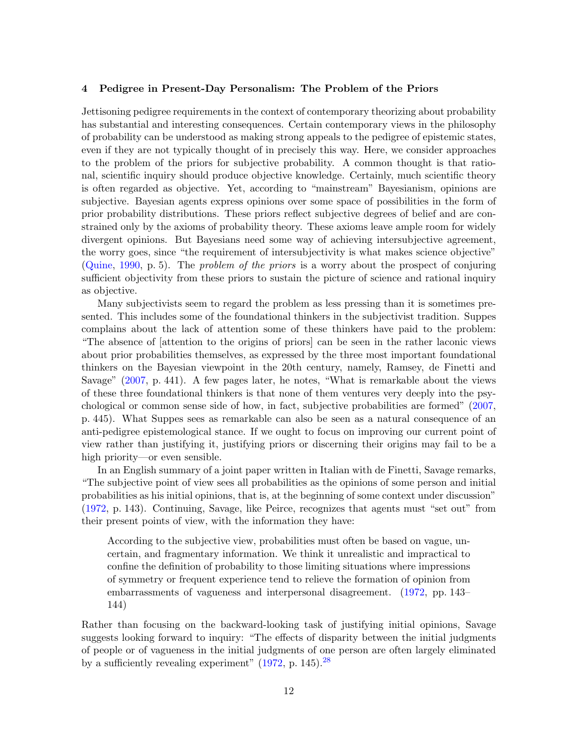## 4 Pedigree in Present-Day Personalism: The Problem of the Priors

Jettisoning pedigree requirements in the context of contemporary theorizing about probability has substantial and interesting consequences. Certain contemporary views in the philosophy of probability can be understood as making strong appeals to the pedigree of epistemic states, even if they are not typically thought of in precisely this way. Here, we consider approaches to the problem of the priors for subjective probability. A common thought is that rational, scientific inquiry should produce objective knowledge. Certainly, much scientific theory is often regarded as objective. Yet, according to "mainstream" Bayesianism, opinions are subjective. Bayesian agents express opinions over some space of possibilities in the form of prior probability distributions. These priors reflect subjective degrees of belief and are constrained only by the axioms of probability theory. These axioms leave ample room for widely divergent opinions. But Bayesians need some way of achieving intersubjective agreement, the worry goes, since "the requirement of intersubjectivity is what makes science objective" (Quine, 1990, p. 5). The *problem of the priors* is a worry about the prospect of conjuring sufficient objectivity from these priors to sustain the picture of science and rational inquiry as objective.

Many subjectivists seem to regard the problem as less pressing than it is sometimes presented. This includes some of the foundational thinkers in the subjectivist tradition. Suppes complains about the lack of attention some of these thinkers have paid to the problem: "The absence of [attention to the origins of priors] can be seen in the rather laconic views about prior probabilities themselves, as expressed by the three most important foundational thinkers on the Bayesian viewpoint in the 20th century, namely, Ramsey, de Finetti and Savage" (2007, p. 441). A few pages later, he notes, "What is remarkable about the views of these three foundational thinkers is that none of them ventures very deeply into the psychological or common sense side of how, in fact, subjective probabilities are formed" (2007, p. 445). What Suppes sees as remarkable can also be seen as a natural consequence of an anti-pedigree epistemological stance. If we ought to focus on improving our current point of view rather than justifying it, justifying priors or discerning their origins may fail to be a high priority—or even sensible.

In an English summary of a joint paper written in Italian with de Finetti, Savage remarks, "The subjective point of view sees all probabilities as the opinions of some person and initial probabilities as his initial opinions, that is, at the beginning of some context under discussion" (1972, p. 143). Continuing, Savage, like Peirce, recognizes that agents must "set out" from their present points of view, with the information they have:

> According to the subjective view, probabilities must often be based on vague, uncertain, and fragmentary information. We think it unrealistic and impractical to confine the definition of probability to those limiting situations where impressions of symmetry or frequent experience tend to relieve the formation of opinion from embarrassments of vagueness and interpersonal disagreement. (1972, pp. 143–144)

Rather than focusing on the backward-looking task of justifying initial opinions, Savage suggests looking forward to inquiry: "The effects of disparity between the initial judgments of people or of vagueness in the initial judgments of one person are often largely eliminated by a sufficiently revealing experiment" (1972, p. 145).[28]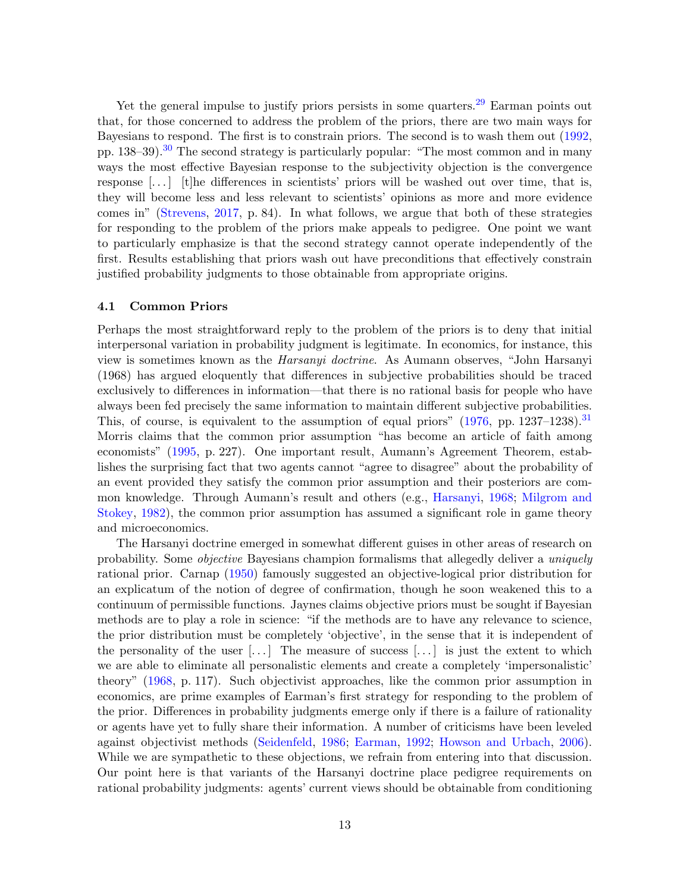Yet the general impulse to justify priors persists in some quarters.[29] Earman points out that, for those concerned to address the problem of the priors, there are two main ways for Bayesians to respond. The first is to constrain priors. The second is to wash them out (1992, pp. 138–39).[30] The second strategy is particularly popular: "The most common and in many ways the most effective Bayesian response to the subjectivity objection is the convergence response [...] [t]he differences in scientists' priors will be washed out over time, that is, they will become less and less relevant to scientists' opinions as more and more evidence comes in" (Strevens, 2017, p. 84). In what follows, we argue that both of these strategies for responding to the problem of the priors make appeals to pedigree. One point we want to particularly emphasize is that the second strategy cannot operate independently of the first. Results establishing that priors wash out have preconditions that effectively constrain justified probability judgments to those obtainable from appropriate origins.

### 4.1 Common Priors

Perhaps the most straightforward reply to the problem of the priors is to deny that initial interpersonal variation in probability judgment is legitimate. In economics, for instance, this view is sometimes known as the *Harsanyi doctrine*. As Aumann observes, "John Harsanyi (1968) has argued eloquently that differences in subjective probabilities should be traced exclusively to differences in information—that there is no rational basis for people who have always been fed precisely the same information to maintain different subjective probabilities. This, of course, is equivalent to the assumption of equal priors" (1976, pp. 1237–1238).[31] Morris claims that the common prior assumption "has become an article of faith among economists" (1995, p. 227). One important result, Aumann's Agreement Theorem, establishes the surprising fact that two agents cannot "agree to disagree" about the probability of an event provided they satisfy the common prior assumption and their posteriors are common knowledge. Through Aumann's result and others (e.g., Harsanyi, 1968; Milgrom and Stokey, 1982), the common prior assumption has assumed a significant role in game theory and microeconomics.

The Harsanyi doctrine emerged in somewhat different guises in other areas of research on probability. Some *objective* Bayesians champion formalisms that allegedly deliver a *uniquely* rational prior. Carnap (1950) famously suggested an objective-logical prior distribution for an explicatum of the notion of degree of confirmation, though he soon weakened this to a continuum of permissible functions. Jaynes claims objective priors must be sought if Bayesian methods are to play a role in science: "if the methods are to have any relevance to science, the prior distribution must be completely 'objective', in the sense that it is independent of the personality of the user [...] The measure of success [...] is just the extent to which we are able to eliminate all personalistic elements and create a completely 'impersonalistic' theory" (1968, p. 117). Such objectivist approaches, like the common prior assumption in economics, are prime examples of Earman's first strategy for responding to the problem of the prior. Differences in probability judgments emerge only if there is a failure of rationality or agents have yet to fully share their information. A number of criticisms have been leveled against objectivist methods (Seidenfeld, 1986; Earman, 1992; Howson and Urbach, 2006). While we are sympathetic to these objections, we refrain from entering into that discussion. Our point here is that variants of the Harsanyi doctrine place pedigree requirements on rational probability judgments: agents' current views should be obtainable from conditioning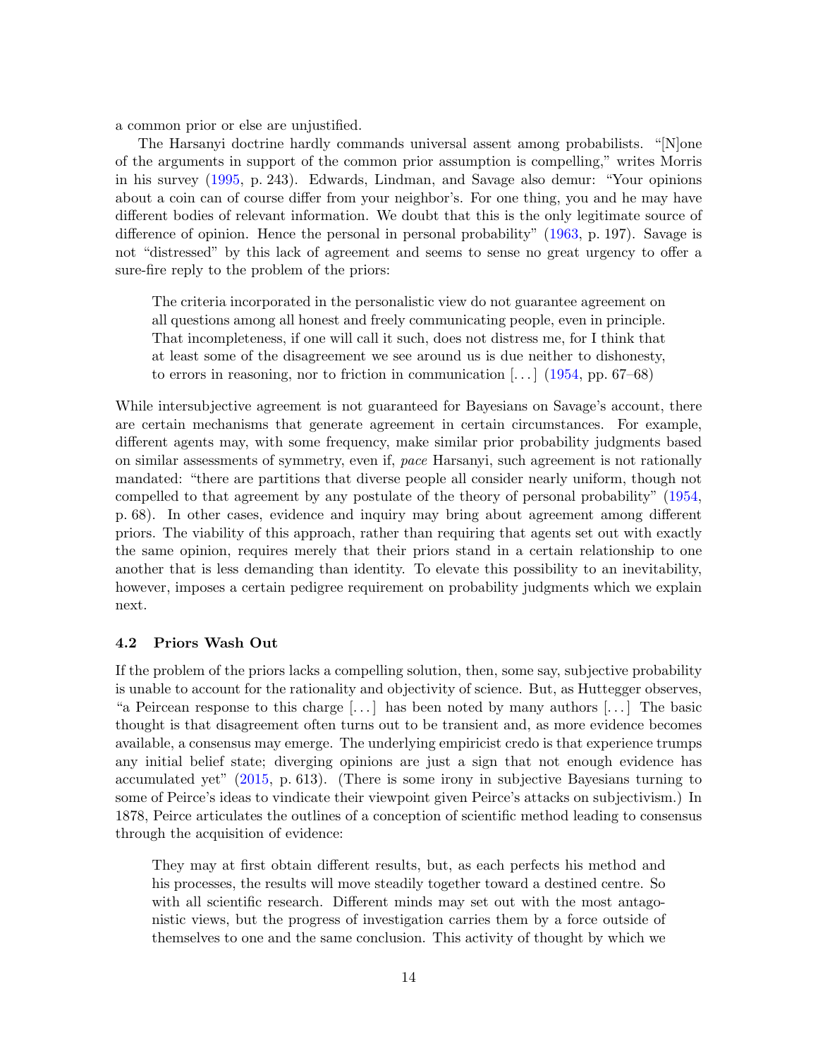a common prior or else are unjustified.

The Harsanyi doctrine hardly commands universal assent among probabilists. "[N]one of the arguments in support of the common prior assumption is compelling," writes Morris in his survey (1995, p. 243). Edwards, Lindman, and Savage also demur: "Your opinions about a coin can of course differ from your neighbor's. For one thing, you and he may have different bodies of relevant information. We doubt that this is the only legitimate source of difference of opinion. Hence the personal in personal probability" (1963, p. 197). Savage is not "distressed" by this lack of agreement and seems to sense no great urgency to offer a sure-fire reply to the problem of the priors:

> The criteria incorporated in the personalistic view do not guarantee agreement on all questions among all honest and freely communicating people, even in principle. That incompleteness, if one will call it such, does not distress me, for I think that at least some of the disagreement we see around us is due neither to dishonesty, to errors in reasoning, nor to friction in communication [. . . ] (1954, pp. 67–68)

While intersubjective agreement is not guaranteed for Bayesians on Savage's account, there are certain mechanisms that generate agreement in certain circumstances. For example, different agents may, with some frequency, make similar prior probability judgments based on similar assessments of symmetry, even if, *pace* Harsanyi, such agreement is not rationally mandated: "there are partitions that diverse people all consider nearly uniform, though not compelled to that agreement by any postulate of the theory of personal probability" (1954, p. 68). In other cases, evidence and inquiry may bring about agreement among different priors. The viability of this approach, rather than requiring that agents set out with exactly the same opinion, requires merely that their priors stand in a certain relationship to one another that is less demanding than identity. To elevate this possibility to an inevitability, however, imposes a certain pedigree requirement on probability judgments which we explain next.

### 4.2 Priors Wash Out

If the problem of the priors lacks a compelling solution, then, some say, subjective probability is unable to account for the rationality and objectivity of science. But, as Huttegger observes, "a Peircean response to this charge [. . . ] has been noted by many authors [. . . ] The basic thought is that disagreement often turns out to be transient and, as more evidence becomes available, a consensus may emerge. The underlying empiricist credo is that experience trumps any initial belief state; diverging opinions are just a sign that not enough evidence has accumulated yet" (2015, p. 613). (There is some irony in subjective Bayesians turning to some of Peirce's ideas to vindicate their viewpoint given Peirce's attacks on subjectivism.) In 1878, Peirce articulates the outlines of a conception of scientific method leading to consensus through the acquisition of evidence:

> They may at first obtain different results, but, as each perfects his method and his processes, the results will move steadily together toward a destined centre. So with all scientific research. Different minds may set out with the most antagonistic views, but the progress of investigation carries them by a force outside of themselves to one and the same conclusion. This activity of thought by which we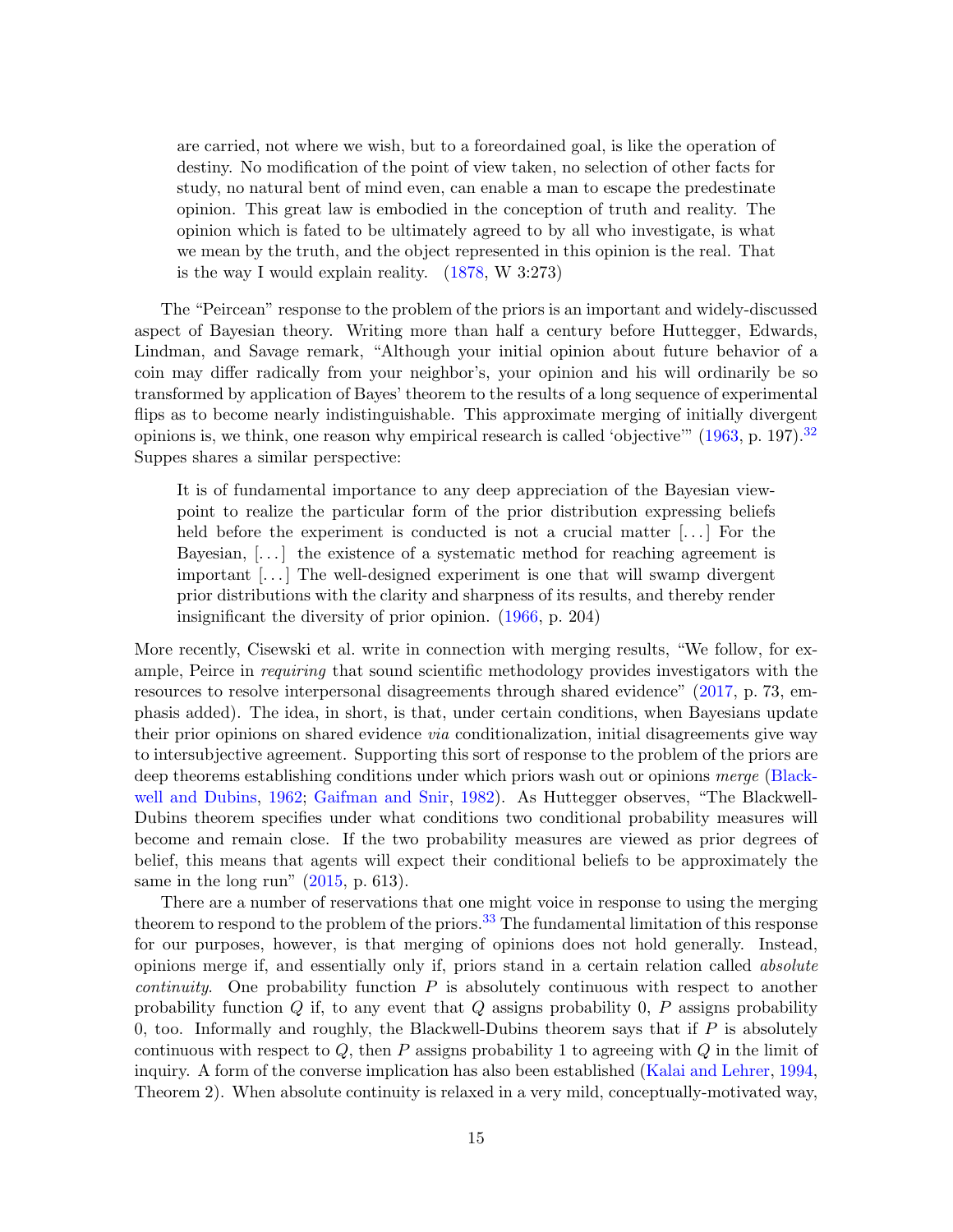> are carried, not where we wish, but to a foreordained goal, is like the operation of destiny. No modification of the point of view taken, no selection of other facts for study, no natural bent of mind even, can enable a man to escape the predestinate opinion. This great law is embodied in the conception of truth and reality. The opinion which is fated to be ultimately agreed to by all who investigate, is what we mean by the truth, and the object represented in this opinion is the real. That is the way I would explain reality. (1878, W 3:273)

The "Peircean" response to the problem of the priors is an important and widely-discussed aspect of Bayesian theory. Writing more than half a century before Huttegger, Edwards, Lindman, and Savage remark, "Although your initial opinion about future behavior of a coin may differ radically from your neighbor's, your opinion and his will ordinarily be so transformed by application of Bayes' theorem to the results of a long sequence of experimental flips as to become nearly indistinguishable. This approximate merging of initially divergent opinions is, we think, one reason why empirical research is called 'objective'" (1963, p. 197).[32] Suppes shares a similar perspective:

> It is of fundamental importance to any deep appreciation of the Bayesian viewpoint to realize the particular form of the prior distribution expressing beliefs held before the experiment is conducted is not a crucial matter [...] For the Bayesian, [...] the existence of a systematic method for reaching agreement is important [...] The well-designed experiment is one that will swamp divergent prior distributions with the clarity and sharpness of its results, and thereby render insignificant the diversity of prior opinion. (1966, p. 204)

More recently, Cisewski et al. write in connection with merging results, "We follow, for example, Peirce in *requiring* that sound scientific methodology provides investigators with the resources to resolve interpersonal disagreements through shared evidence" (2017, p. 73, emphasis added). The idea, in short, is that, under certain conditions, when Bayesians update their prior opinions on shared evidence *via* conditionalization, initial disagreements give way to intersubjective agreement. Supporting this sort of response to the problem of the priors are deep theorems establishing conditions under which priors wash out or opinions *merge* (Blackwell and Dubins, 1962; Gaifman and Snir, 1982). As Huttegger observes, "The Blackwell-Dubins theorem specifies under what conditions two conditional probability measures will become and remain close. If the two probability measures are viewed as prior degrees of belief, this means that agents will expect their conditional beliefs to be approximately the same in the long run" (2015, p. 613).

There are a number of reservations that one might voice in response to using the merging theorem to respond to the problem of the priors.[33] The fundamental limitation of this response for our purposes, however, is that merging of opinions does not hold generally. Instead, opinions merge if, and essentially only if, priors stand in a certain relation called *absolute continuity*. One probability function $P$ is absolutely continuous with respect to another probability function $Q$ if, to any event that $Q$ assigns probability 0, $P$ assigns probability 0, too. Informally and roughly, the Blackwell-Dubins theorem says that if $P$ is absolutely continuous with respect to $Q$, then $P$ assigns probability 1 to agreeing with $Q$ in the limit of inquiry. A form of the converse implication has also been established (Kalai and Lehrer, 1994, Theorem 2). When absolute continuity is relaxed in a very mild, conceptually-motivated way,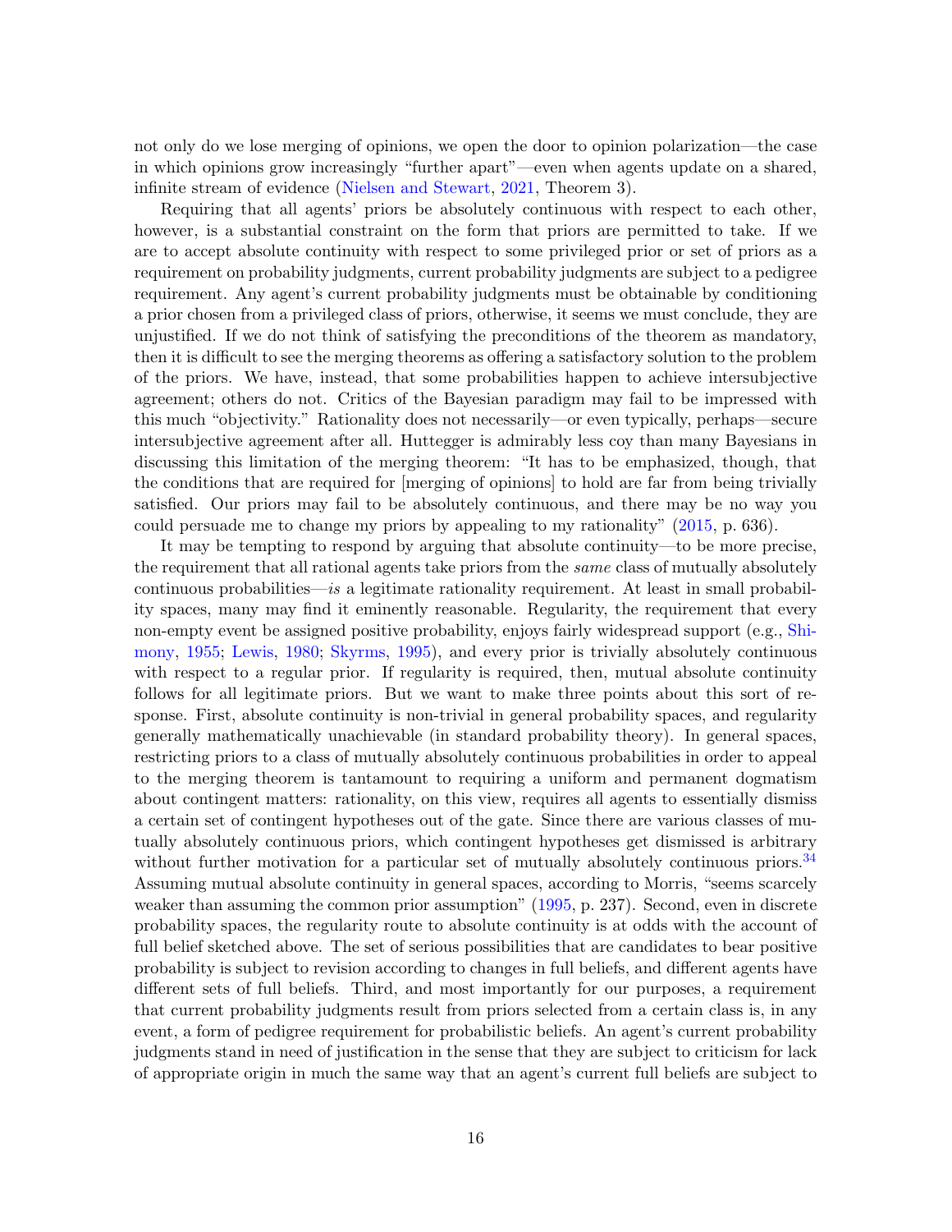not only do we lose merging of opinions, we open the door to opinion polarization—the case in which opinions grow increasingly "further apart"—even when agents update on a shared, infinite stream of evidence (Nielsen and Stewart, 2021, Theorem 3).

Requiring that all agents' priors be absolutely continuous with respect to each other, however, is a substantial constraint on the form that priors are permitted to take. If we are to accept absolute continuity with respect to some privileged prior or set of priors as a requirement on probability judgments, current probability judgments are subject to a pedigree requirement. Any agent's current probability judgments must be obtainable by conditioning a prior chosen from a privileged class of priors, otherwise, it seems we must conclude, they are unjustified. If we do not think of satisfying the preconditions of the theorem as mandatory, then it is difficult to see the merging theorems as offering a satisfactory solution to the problem of the priors. We have, instead, that some probabilities happen to achieve intersubjective agreement; others do not. Critics of the Bayesian paradigm may fail to be impressed with this much "objectivity." Rationality does not necessarily—or even typically, perhaps—secure intersubjective agreement after all. Huttegger is admirably less coy than many Bayesians in discussing this limitation of the merging theorem: "It has to be emphasized, though, that the conditions that are required for [merging of opinions] to hold are far from being trivially satisfied. Our priors may fail to be absolutely continuous, and there may be no way you could persuade me to change my priors by appealing to my rationality" (2015, p. 636).

It may be tempting to respond by arguing that absolute continuity—to be more precise, the requirement that all rational agents take priors from the *same* class of mutually absolutely continuous probabilities—*is* a legitimate rationality requirement. At least in small probability spaces, many may find it eminently reasonable. Regularity, the requirement that every non-empty event be assigned positive probability, enjoys fairly widespread support (e.g., Shimony, 1955; Lewis, 1980; Skyrms, 1995), and every prior is trivially absolutely continuous with respect to a regular prior. If regularity is required, then, mutual absolute continuity follows for all legitimate priors. But we want to make three points about this sort of response. First, absolute continuity is non-trivial in general probability spaces, and regularity generally mathematically unachievable (in standard probability theory). In general spaces, restricting priors to a class of mutually absolutely continuous probabilities in order to appeal to the merging theorem is tantamount to requiring a uniform and permanent dogmatism about contingent matters: rationality, on this view, requires all agents to essentially dismiss a certain set of contingent hypotheses out of the gate. Since there are various classes of mutually absolutely continuous priors, which contingent hypotheses get dismissed is arbitrary without further motivation for a particular set of mutually absolutely continuous priors.[34] Assuming mutual absolute continuity in general spaces, according to Morris, "seems scarcely weaker than assuming the common prior assumption" (1995, p. 237). Second, even in discrete probability spaces, the regularity route to absolute continuity is at odds with the account of full belief sketched above. The set of serious possibilities that are candidates to bear positive probability is subject to revision according to changes in full beliefs, and different agents have different sets of full beliefs. Third, and most importantly for our purposes, a requirement that current probability judgments result from priors selected from a certain class is, in any event, a form of pedigree requirement for probabilistic beliefs. An agent's current probability judgments stand in need of justification in the sense that they are subject to criticism for lack of appropriate origin in much the same way that an agent's current full beliefs are subject to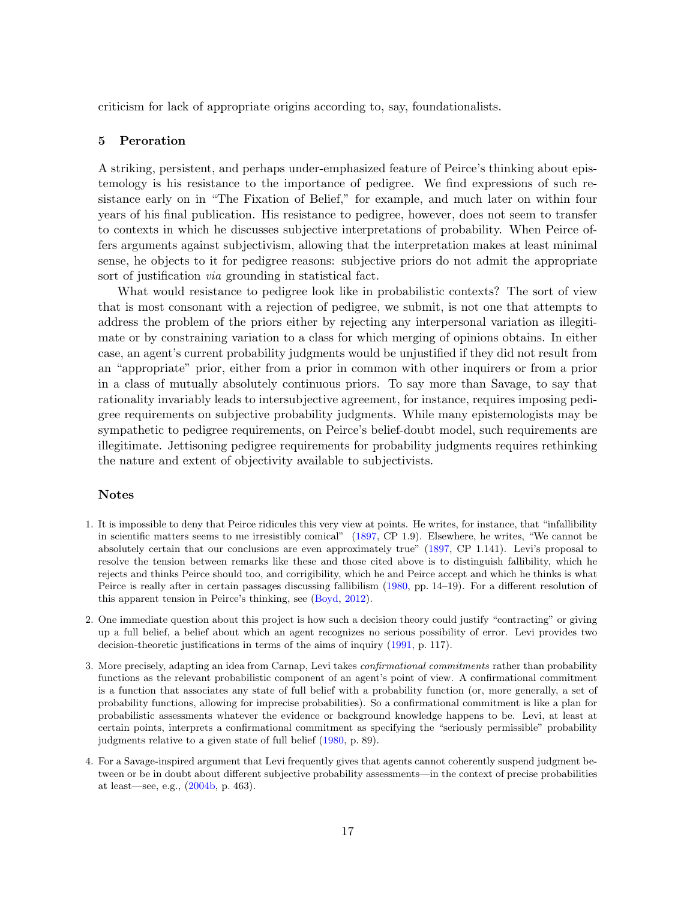criticism for lack of appropriate origins according to, say, foundationalists.

## 5 Peroration

A striking, persistent, and perhaps under-emphasized feature of Peirce's thinking about epistemology is his resistance to the importance of pedigree. We find expressions of such resistance early on in "The Fixation of Belief," for example, and much later on within four years of his final publication. His resistance to pedigree, however, does not seem to transfer to contexts in which he discusses subjective interpretations of probability. When Peirce offers arguments against subjectivism, allowing that the interpretation makes at least minimal sense, he objects to it for pedigree reasons: subjective priors do not admit the appropriate sort of justification *via* grounding in statistical fact.

What would resistance to pedigree look like in probabilistic contexts? The sort of view that is most consonant with a rejection of pedigree, we submit, is not one that attempts to address the problem of the priors either by rejecting any interpersonal variation as illegitimate or by constraining variation to a class for which merging of opinions obtains. In either case, an agent's current probability judgments would be unjustified if they did not result from an "appropriate" prior, either from a prior in common with other inquirers or from a prior in a class of mutually absolutely continuous priors. To say more than Savage, to say that rationality invariably leads to intersubjective agreement, for instance, requires imposing pedigree requirements on subjective probability judgments. While many epistemologists may be sympathetic to pedigree requirements, on Peirce's belief-doubt model, such requirements are illegitimate. Jettisoning pedigree requirements for probability judgments requires rethinking the nature and extent of objectivity available to subjectivists.

### Notes

1. It is impossible to deny that Peirce ridicules this very view at points. He writes, for instance, that "infallibility in scientific matters seems to me irresistibly comical" (1897, CP 1.9). Elsewhere, he writes, "We cannot be absolutely certain that our conclusions are even approximately true" (1897, CP 1.141). Levi's proposal to resolve the tension between remarks like these and those cited above is to distinguish fallibility, which he rejects and thinks Peirce should too, and corrigibility, which he and Peirce accept and which he thinks is what Peirce is really after in certain passages discussing fallibilism (1980, pp. 14–19). For a different resolution of this apparent tension in Peirce's thinking, see (Boyd, 2012).

2. One immediate question about this project is how such a decision theory could justify "contracting" or giving up a full belief, a belief about which an agent recognizes no serious possibility of error. Levi provides two decision-theoretic justifications in terms of the aims of inquiry (1991, p. 117).

3. More precisely, adapting an idea from Carnap, Levi takes *confirmational commitments* rather than probability functions as the relevant probabilistic component of an agent's point of view. A confirmational commitment is a function that associates any state of full belief with a probability function (or, more generally, a set of probability functions, allowing for imprecise probabilities). So a confirmational commitment is like a plan for probabilistic assessments whatever the evidence or background knowledge happens to be. Levi, at least at certain points, interprets a confirmational commitment as specifying the "seriously permissible" probability judgments relative to a given state of full belief (1980, p. 89).

4. For a Savage-inspired argument that Levi frequently gives that agents cannot coherently suspend judgment between or be in doubt about different subjective probability assessments—in the context of precise probabilities at least—see, e.g., (2004b, p. 463).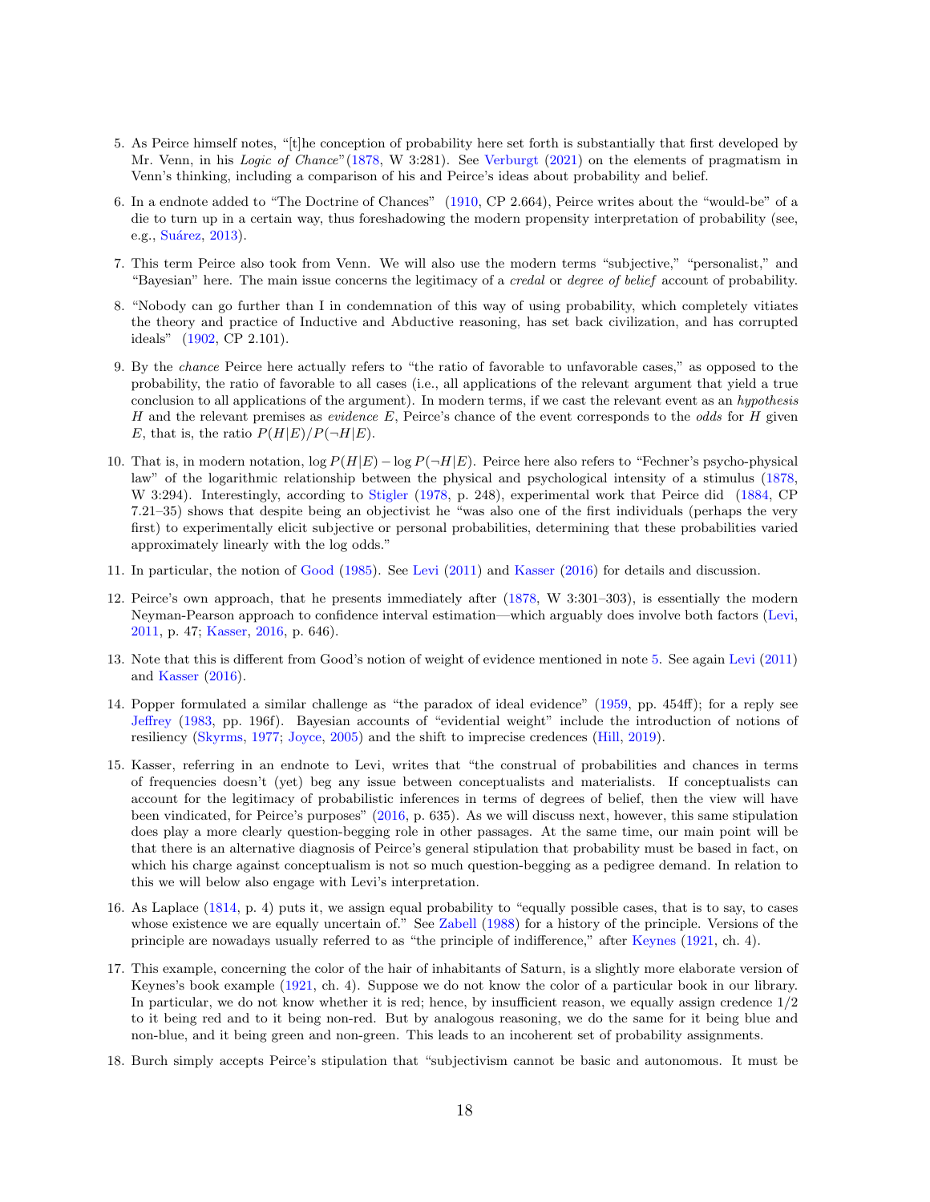5. As Peirce himself notes, "[t]he conception of probability here set forth is substantially that first developed by Mr. Venn, in his *Logic of Chance*"(1878, W 3:281). See Verburgt (2021) on the elements of pragmatism in Venn's thinking, including a comparison of his and Peirce's ideas about probability and belief.

6. In a endnote added to "The Doctrine of Chances" (1910, CP 2.664), Peirce writes about the "would-be" of a die to turn up in a certain way, thus foreshadowing the modern propensity interpretation of probability (see, e.g., Suárez, 2013).

7. This term Peirce also took from Venn. We will also use the modern terms "subjective," "personalist," and "Bayesian" here. The main issue concerns the legitimacy of a *credal* or *degree of belief* account of probability.

8. "Nobody can go further than I in condemnation of this way of using probability, which completely vitiates the theory and practice of Inductive and Abductive reasoning, has set back civilization, and has corrupted ideals" (1902, CP 2.101).

9. By the *chance* Peirce here actually refers to "the ratio of favorable to unfavorable cases," as opposed to the probability, the ratio of favorable to all cases (i.e., all applications of the relevant argument that yield a true conclusion to all applications of the argument). In modern terms, if we cast the relevant event as an *hypothesis* $H$ and the relevant premises as *evidence* $E$, Peirce's chance of the event corresponds to the *odds* for $H$ given $E$, that is, the ratio $P(H|E)/P(\neg H|E)$.

10. That is, in modern notation, $\log P(H|E) - \log P(\neg H|E)$. Peirce here also refers to "Fechner's psycho-physical law" of the logarithmic relationship between the physical and psychological intensity of a stimulus (1878, W 3:294). Interestingly, according to Stigler (1978, p. 248), experimental work that Peirce did (1884, CP 7.21–35) shows that despite being an objectivist he "was also one of the first individuals (perhaps the very first) to experimentally elicit subjective or personal probabilities, determining that these probabilities varied approximately linearly with the log odds."

11. In particular, the notion of Good (1985). See Levi (2011) and Kasser (2016) for details and discussion.

12. Peirce's own approach, that he presents immediately after (1878, W 3:301–303), is essentially the modern Neyman-Pearson approach to confidence interval estimation—which arguably does involve both factors (Levi, 2011, p. 47; Kasser, 2016, p. 646).

13. Note that this is different from Good's notion of weight of evidence mentioned in note 5. See again Levi (2011) and Kasser (2016).

14. Popper formulated a similar challenge as "the paradox of ideal evidence" (1959, pp. 454ff); for a reply see Jeffrey (1983, pp. 196f). Bayesian accounts of "evidential weight" include the introduction of notions of resiliency (Skyrms, 1977; Joyce, 2005) and the shift to imprecise credences (Hill, 2019).

15. Kasser, referring in an endnote to Levi, writes that "the construal of probabilities and chances in terms of frequencies doesn't (yet) beg any issue between conceptualists and materialists. If conceptualists can account for the legitimacy of probabilistic inferences in terms of degrees of belief, then the view will have been vindicated, for Peirce's purposes" (2016, p. 635). As we will discuss next, however, this same stipulation does play a more clearly question-begging role in other passages. At the same time, our main point will be that there is an alternative diagnosis of Peirce's general stipulation that probability must be based in fact, on which his charge against conceptualism is not so much question-begging as a pedigree demand. In relation to this we will below also engage with Levi's interpretation.

16. As Laplace (1814, p. 4) puts it, we assign equal probability to "equally possible cases, that is to say, to cases whose existence we are equally uncertain of." See Zabell (1988) for a history of the principle. Versions of the principle are nowadays usually referred to as "the principle of indifference," after Keynes (1921, ch. 4).

17. This example, concerning the color of the hair of inhabitants of Saturn, is a slightly more elaborate version of Keynes's book example (1921, ch. 4). Suppose we do not know the color of a particular book in our library. In particular, we do not know whether it is red; hence, by insufficient reason, we equally assign credence 1/2 to it being red and to it being non-red. But by analogous reasoning, we do the same for it being blue and non-blue, and it being green and non-green. This leads to an incoherent set of probability assignments.

18. Burch simply accepts Peirce's stipulation that "subjectivism cannot be basic and autonomous. It must be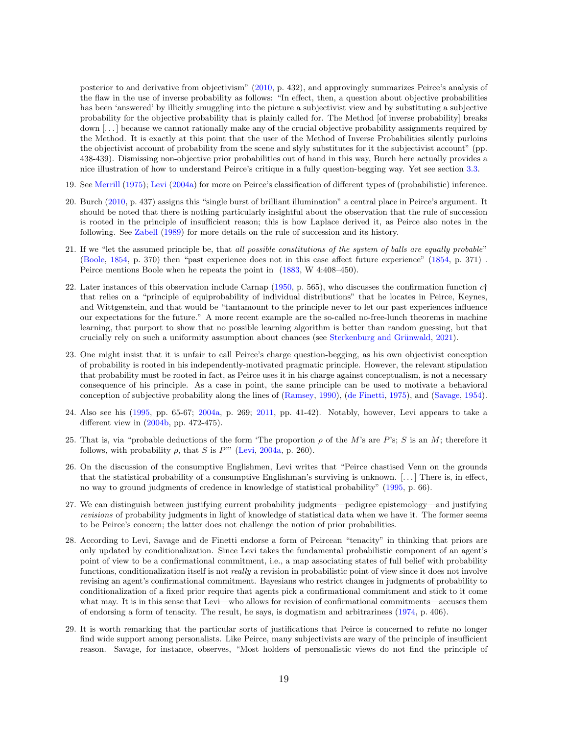posterior to and derivative from objectivism" (2010, p. 432), and approvingly summarizes Peirce's analysis of the flaw in the use of inverse probability as follows: "In effect, then, a question about objective probabilities has been 'answered' by illicitly smuggling into the picture a subjectivist view and by substituting a subjective probability for the objective probability that is plainly called for. The Method [of inverse probability] breaks down [. . . ] because we cannot rationally make any of the crucial objective probability assignments required by the Method. It is exactly at this point that the user of the Method of Inverse Probabilities silently purloins the objectivist account of probability from the scene and slyly substitutes for it the subjectivist account" (pp. 438-439). Dismissing non-objective prior probabilities out of hand in this way, Burch here actually provides a nice illustration of how to understand Peirce's critique in a fully question-begging way. Yet see section 3.3.

19. See Merrill (1975); Levi (2004a) for more on Peirce's classification of different types of (probabilistic) inference.

20. Burch (2010, p. 437) assigns this "single burst of brilliant illumination" a central place in Peirce's argument. It should be noted that there is nothing particularly insightful about the observation that the rule of succession is rooted in the principle of insufficient reason; this is how Laplace derived it, as Peirce also notes in the following. See Zabell (1989) for more details on the rule of succession and its history.

21. If we "let the assumed principle be, that *all possible constitutions of the system of balls are equally probable*" (Boole, 1854, p. 370) then "past experience does not in this case affect future experience" (1854, p. 371) . Peirce mentions Boole when he repeats the point in (1883, W 4:408–450).

22. Later instances of this observation include Carnap (1950, p. 565), who discusses the confirmation function $c\dagger$ that relies on a "principle of equiprobability of individual distributions" that he locates in Peirce, Keynes, and Wittgenstein, and that would be "tantamount to the principle never to let our past experiences influence our expectations for the future." A more recent example are the so-called no-free-lunch theorems in machine learning, that purport to show that no possible learning algorithm is better than random guessing, but that crucially rely on such a uniformity assumption about chances (see Sterkenburg and Grünwald, 2021).

23. One might insist that it is unfair to call Peirce's charge question-begging, as his own objectivist conception of probability is rooted in his independently-motivated pragmatic principle. However, the relevant stipulation that probability must be rooted in fact, as Peirce uses it in his charge against conceptualism, is not a necessary consequence of his principle. As a case in point, the same principle can be used to motivate a behavioral conception of subjective probability along the lines of (Ramsey, 1990), (de Finetti, 1975), and (Savage, 1954).

24. Also see his (1995, pp. 65-67; 2004a, p. 269; 2011, pp. 41-42). Notably, however, Levi appears to take a different view in (2004b, pp. 472-475).

25. That is, via "probable deductions of the form 'The proportion $\rho$ of the $M$'s are $P$'s; $S$ is an $M$; therefore it follows, with probability $\rho$, that $S$ is $P$'" (Levi, 2004a, p. 260).

26. On the discussion of the consumptive Englishmen, Levi writes that "Peirce chastised Venn on the grounds that the statistical probability of a consumptive Englishman's surviving is unknown. [. . . ] There is, in effect, no way to ground judgments of credence in knowledge of statistical probability" (1995, p. 66).

27. We can distinguish between justifying current probability judgments—pedigree epistemology—and justifying *revisions* of probability judgments in light of knowledge of statistical data when we have it. The former seems to be Peirce's concern; the latter does not challenge the notion of prior probabilities.

28. According to Levi, Savage and de Finetti endorse a form of Peircean "tenacity" in thinking that priors are only updated by conditionalization. Since Levi takes the fundamental probabilistic component of an agent's point of view to be a confirmational commitment, i.e., a map associating states of full belief with probability functions, conditionalization itself is not *really* a revision in probabilistic point of view since it does not involve revising an agent's confirmational commitment. Bayesians who restrict changes in judgments of probability to conditionalization of a fixed prior require that agents pick a confirmational commitment and stick to it come what may. It is in this sense that Levi—who allows for revision of confirmational commitments—accuses them of endorsing a form of tenacity. The result, he says, is dogmatism and arbitrariness (1974, p. 406).

29. It is worth remarking that the particular sorts of justifications that Peirce is concerned to refute no longer find wide support among personalists. Like Peirce, many subjectivists are wary of the principle of insufficient reason. Savage, for instance, observes, "Most holders of personalistic views do not find the principle of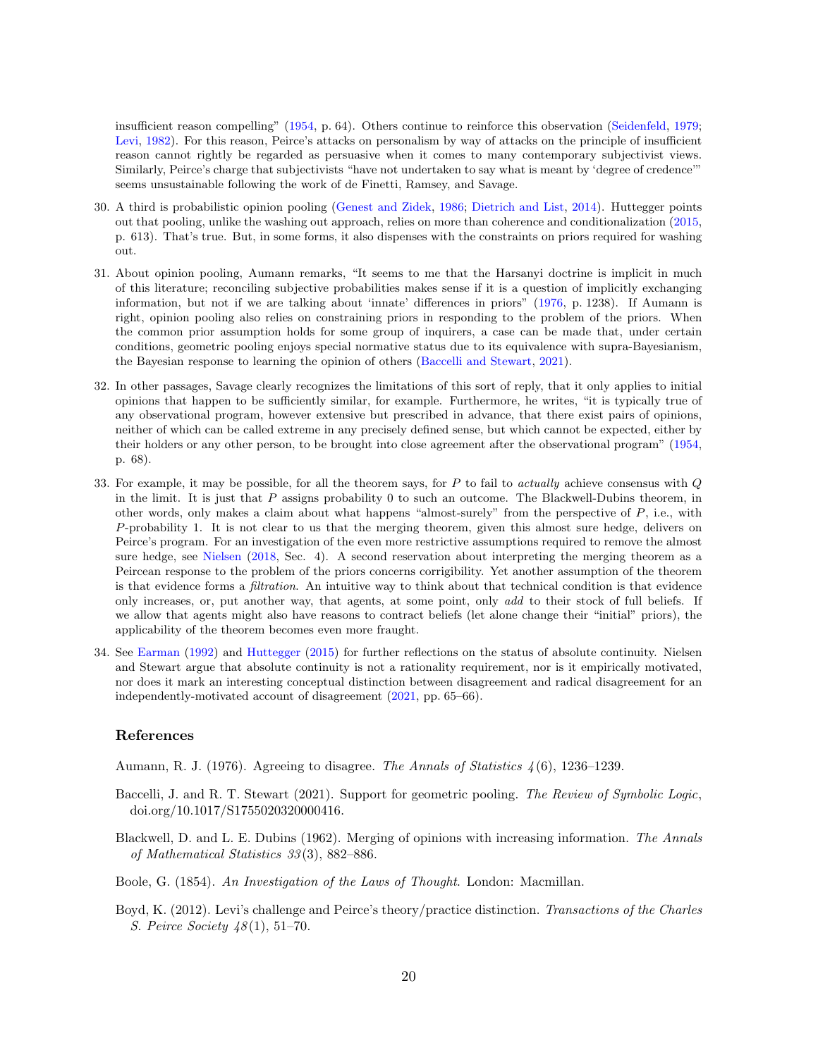insufficient reason compelling" (1954, p. 64). Others continue to reinforce this observation (Seidenfeld, 1979; Levi, 1982). For this reason, Peirce's attacks on personalism by way of attacks on the principle of insufficient reason cannot rightly be regarded as persuasive when it comes to many contemporary subjectivist views. Similarly, Peirce's charge that subjectivists "have not undertaken to say what is meant by 'degree of credence'" seems unsustainable following the work of de Finetti, Ramsey, and Savage.

30. A third is probabilistic opinion pooling (Genest and Zidek, 1986; Dietrich and List, 2014). Huttegger points out that pooling, unlike the washing out approach, relies on more than coherence and conditionalization (2015, p. 613). That's true. But, in some forms, it also dispenses with the constraints on priors required for washing out.

31. About opinion pooling, Aumann remarks, "It seems to me that the Harsanyi doctrine is implicit in much of this literature; reconciling subjective probabilities makes sense if it is a question of implicitly exchanging information, but not if we are talking about 'innate' differences in priors" (1976, p. 1238). If Aumann is right, opinion pooling also relies on constraining priors in responding to the problem of the priors. When the common prior assumption holds for some group of inquirers, a case can be made that, under certain conditions, geometric pooling enjoys special normative status due to its equivalence with supra-Bayesianism, the Bayesian response to learning the opinion of others (Baccelli and Stewart, 2021).

32. In other passages, Savage clearly recognizes the limitations of this sort of reply, that it only applies to initial opinions that happen to be sufficiently similar, for example. Furthermore, he writes, "it is typically true of any observational program, however extensive but prescribed in advance, that there exist pairs of opinions, neither of which can be called extreme in any precisely defined sense, but which cannot be expected, either by their holders or any other person, to be brought into close agreement after the observational program" (1954, p. 68).

33. For example, it may be possible, for all the theorem says, for $P$ to fail to *actually* achieve consensus with $Q$ in the limit. It is just that $P$ assigns probability 0 to such an outcome. The Blackwell-Dubins theorem, in other words, only makes a claim about what happens "almost-surely" from the perspective of $P$, i.e., with $P$-probability 1. It is not clear to us that the merging theorem, given this almost sure hedge, delivers on Peirce's program. For an investigation of the even more restrictive assumptions required to remove the almost sure hedge, see Nielsen (2018, Sec. 4). A second reservation about interpreting the merging theorem as a Peircean response to the problem of the priors concerns corrigibility. Yet another assumption of the theorem is that evidence forms a *filtration*. An intuitive way to think about that technical condition is that evidence only increases, or, put another way, that agents, at some point, only *add* to their stock of full beliefs. If we allow that agents might also have reasons to contract beliefs (let alone change their "initial" priors), the applicability of the theorem becomes even more fraught.

34. See Earman (1992) and Huttegger (2015) for further reflections on the status of absolute continuity. Nielsen and Stewart argue that absolute continuity is not a rationality requirement, nor is it empirically motivated, nor does it mark an interesting conceptual distinction between disagreement and radical disagreement for an independently-motivated account of disagreement (2021, pp. 65–66).

## References

Aumann, R. J. (1976). Agreeing to disagree. *The Annals of Statistics 4*(6), 1236–1239.

Baccelli, J. and R. T. Stewart (2021). Support for geometric pooling. *The Review of Symbolic Logic*, doi.org/10.1017/S1755020320000416.

Blackwell, D. and L. E. Dubins (1962). Merging of opinions with increasing information. *The Annals of Mathematical Statistics 33*(3), 882–886.

Boole, G. (1854). *An Investigation of the Laws of Thought*. London: Macmillan.

Boyd, K. (2012). Levi's challenge and Peirce's theory/practice distinction. *Transactions of the Charles S. Peirce Society 48*(1), 51–70.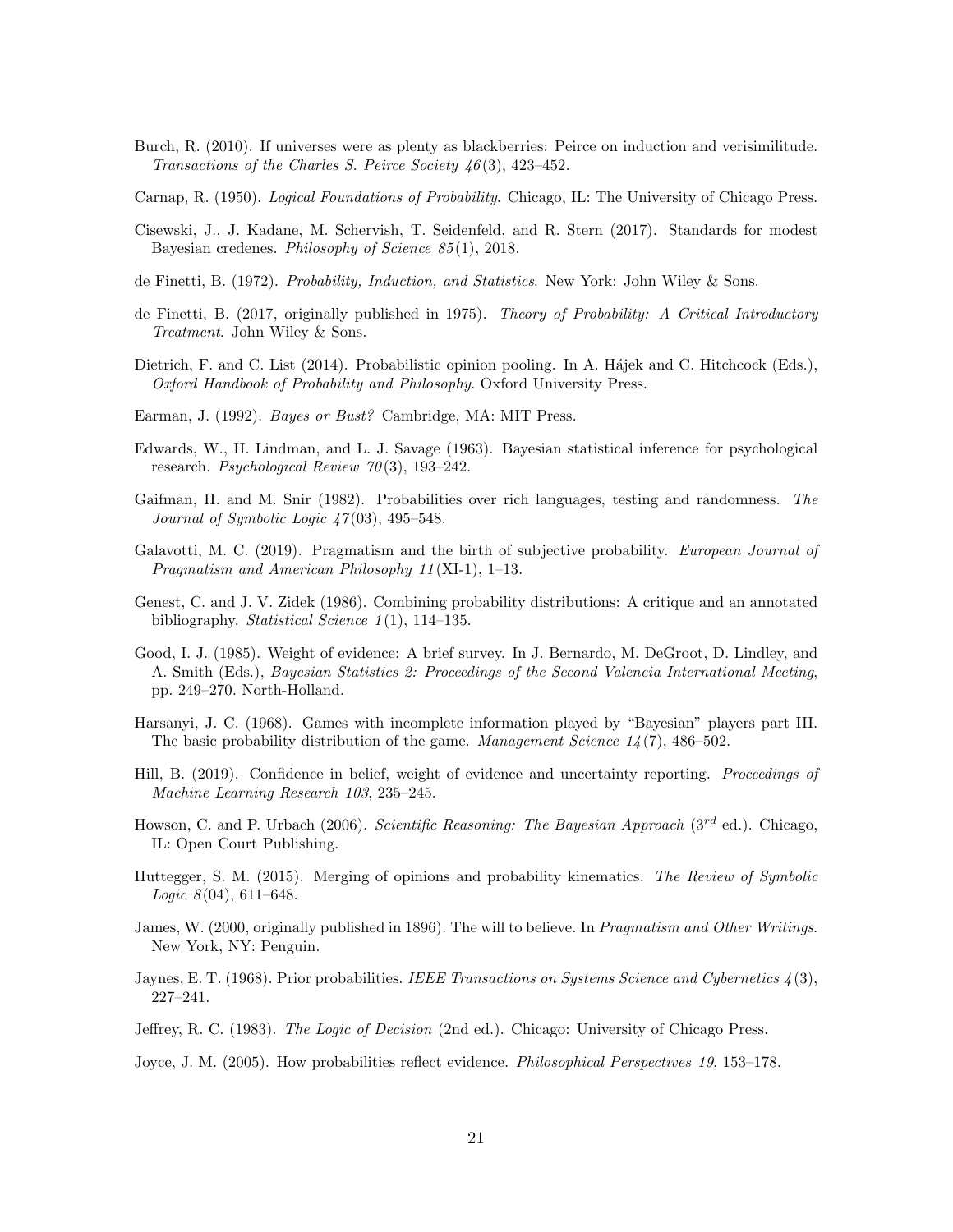Burch, R. (2010). If universes were as plenty as blackberries: Peirce on induction and verisimilitude. *Transactions of the Charles S. Peirce Society 46*(3), 423–452.

Carnap, R. (1950). *Logical Foundations of Probability*. Chicago, IL: The University of Chicago Press.

Cisewski, J., J. Kadane, M. Schervish, T. Seidenfeld, and R. Stern (2017). Standards for modest Bayesian credenes. *Philosophy of Science 85*(1), 2018.

de Finetti, B. (1972). *Probability, Induction, and Statistics*. New York: John Wiley & Sons.

de Finetti, B. (2017, originally published in 1975). *Theory of Probability: A Critical Introductory Treatment*. John Wiley & Sons.

Dietrich, F. and C. List (2014). Probabilistic opinion pooling. In A. Hájek and C. Hitchcock (Eds.), *Oxford Handbook of Probability and Philosophy*. Oxford University Press.

Earman, J. (1992). *Bayes or Bust?* Cambridge, MA: MIT Press.

Edwards, W., H. Lindman, and L. J. Savage (1963). Bayesian statistical inference for psychological research. *Psychological Review 70*(3), 193–242.

Gaifman, H. and M. Snir (1982). Probabilities over rich languages, testing and randomness. *The Journal of Symbolic Logic 47*(03), 495–548.

Galavotti, M. C. (2019). Pragmatism and the birth of subjective probability. *European Journal of Pragmatism and American Philosophy 11*(XI-1), 1–13.

Genest, C. and J. V. Zidek (1986). Combining probability distributions: A critique and an annotated bibliography. *Statistical Science 1*(1), 114–135.

Good, I. J. (1985). Weight of evidence: A brief survey. In J. Bernardo, M. DeGroot, D. Lindley, and A. Smith (Eds.), *Bayesian Statistics 2: Proceedings of the Second Valencia International Meeting*, pp. 249–270. North-Holland.

Harsanyi, J. C. (1968). Games with incomplete information played by "Bayesian" players part III. The basic probability distribution of the game. *Management Science 14*(7), 486–502.

Hill, B. (2019). Confidence in belief, weight of evidence and uncertainty reporting. *Proceedings of Machine Learning Research 103*, 235–245.

Howson, C. and P. Urbach (2006). *Scientific Reasoning: The Bayesian Approach* ($3^{rd}$ ed.). Chicago, IL: Open Court Publishing.

Huttegger, S. M. (2015). Merging of opinions and probability kinematics. *The Review of Symbolic Logic 8*(04), 611–648.

James, W. (2000, originally published in 1896). The will to believe. In *Pragmatism and Other Writings*. New York, NY: Penguin.

Jaynes, E. T. (1968). Prior probabilities. *IEEE Transactions on Systems Science and Cybernetics 4*(3), 227–241.

Jeffrey, R. C. (1983). *The Logic of Decision* (2nd ed.). Chicago: University of Chicago Press.

Joyce, J. M. (2005). How probabilities reflect evidence. *Philosophical Perspectives 19*, 153–178.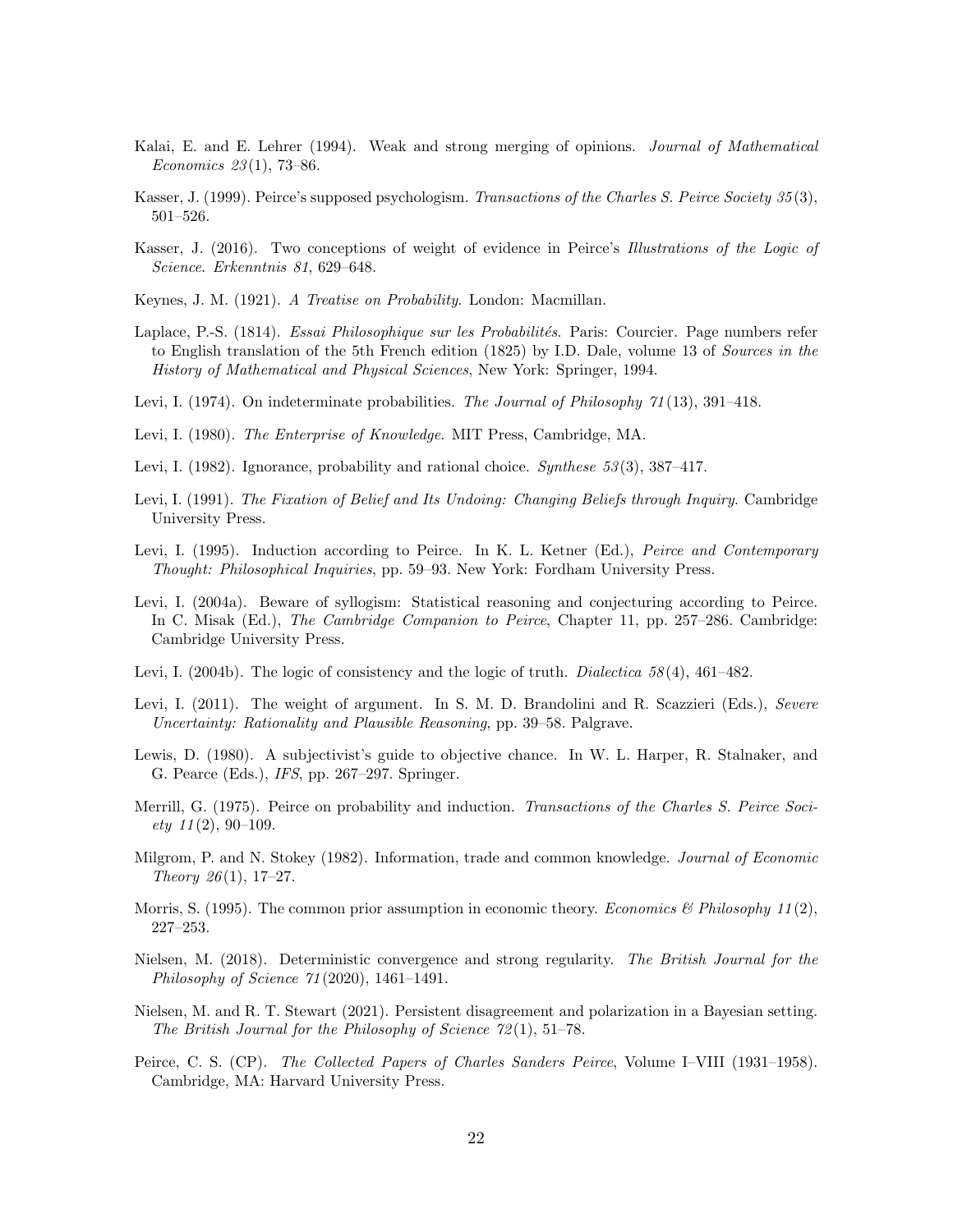Kalai, E. and E. Lehrer (1994). Weak and strong merging of opinions. *Journal of Mathematical Economics 23*(1), 73–86.

Kasser, J. (1999). Peirce's supposed psychologism. *Transactions of the Charles S. Peirce Society 35*(3), 501–526.

Kasser, J. (2016). Two conceptions of weight of evidence in Peirce's *Illustrations of the Logic of Science*. *Erkenntnis 81*, 629–648.

Keynes, J. M. (1921). *A Treatise on Probability*. London: Macmillan.

Laplace, P.-S. (1814). *Essai Philosophique sur les Probabilités*. Paris: Courcier. Page numbers refer to English translation of the 5th French edition (1825) by I.D. Dale, volume 13 of *Sources in the History of Mathematical and Physical Sciences*, New York: Springer, 1994.

Levi, I. (1974). On indeterminate probabilities. *The Journal of Philosophy 71*(13), 391–418.

Levi, I. (1980). *The Enterprise of Knowledge*. MIT Press, Cambridge, MA.

Levi, I. (1982). Ignorance, probability and rational choice. *Synthese 53*(3), 387–417.

Levi, I. (1991). *The Fixation of Belief and Its Undoing: Changing Beliefs through Inquiry*. Cambridge University Press.

Levi, I. (1995). Induction according to Peirce. In K. L. Ketner (Ed.), *Peirce and Contemporary Thought: Philosophical Inquiries*, pp. 59–93. New York: Fordham University Press.

Levi, I. (2004a). Beware of syllogism: Statistical reasoning and conjecturing according to Peirce. In C. Misak (Ed.), *The Cambridge Companion to Peirce*, Chapter 11, pp. 257–286. Cambridge: Cambridge University Press.

Levi, I. (2004b). The logic of consistency and the logic of truth. *Dialectica 58*(4), 461–482.

Levi, I. (2011). The weight of argument. In S. M. D. Brandolini and R. Scazzieri (Eds.), *Severe Uncertainty: Rationality and Plausible Reasoning*, pp. 39–58. Palgrave.

Lewis, D. (1980). A subjectivist's guide to objective chance. In W. L. Harper, R. Stalnaker, and G. Pearce (Eds.), *IFS*, pp. 267–297. Springer.

Merrill, G. (1975). Peirce on probability and induction. *Transactions of the Charles S. Peirce Society 11*(2), 90–109.

Milgrom, P. and N. Stokey (1982). Information, trade and common knowledge. *Journal of Economic Theory 26*(1), 17–27.

Morris, S. (1995). The common prior assumption in economic theory. *Economics & Philosophy 11*(2), 227–253.

Nielsen, M. (2018). Deterministic convergence and strong regularity. *The British Journal for the Philosophy of Science 71*(2020), 1461–1491.

Nielsen, M. and R. T. Stewart (2021). Persistent disagreement and polarization in a Bayesian setting. *The British Journal for the Philosophy of Science 72*(1), 51–78.

Peirce, C. S. (CP). *The Collected Papers of Charles Sanders Peirce*, Volume I–VIII (1931–1958). Cambridge, MA: Harvard University Press.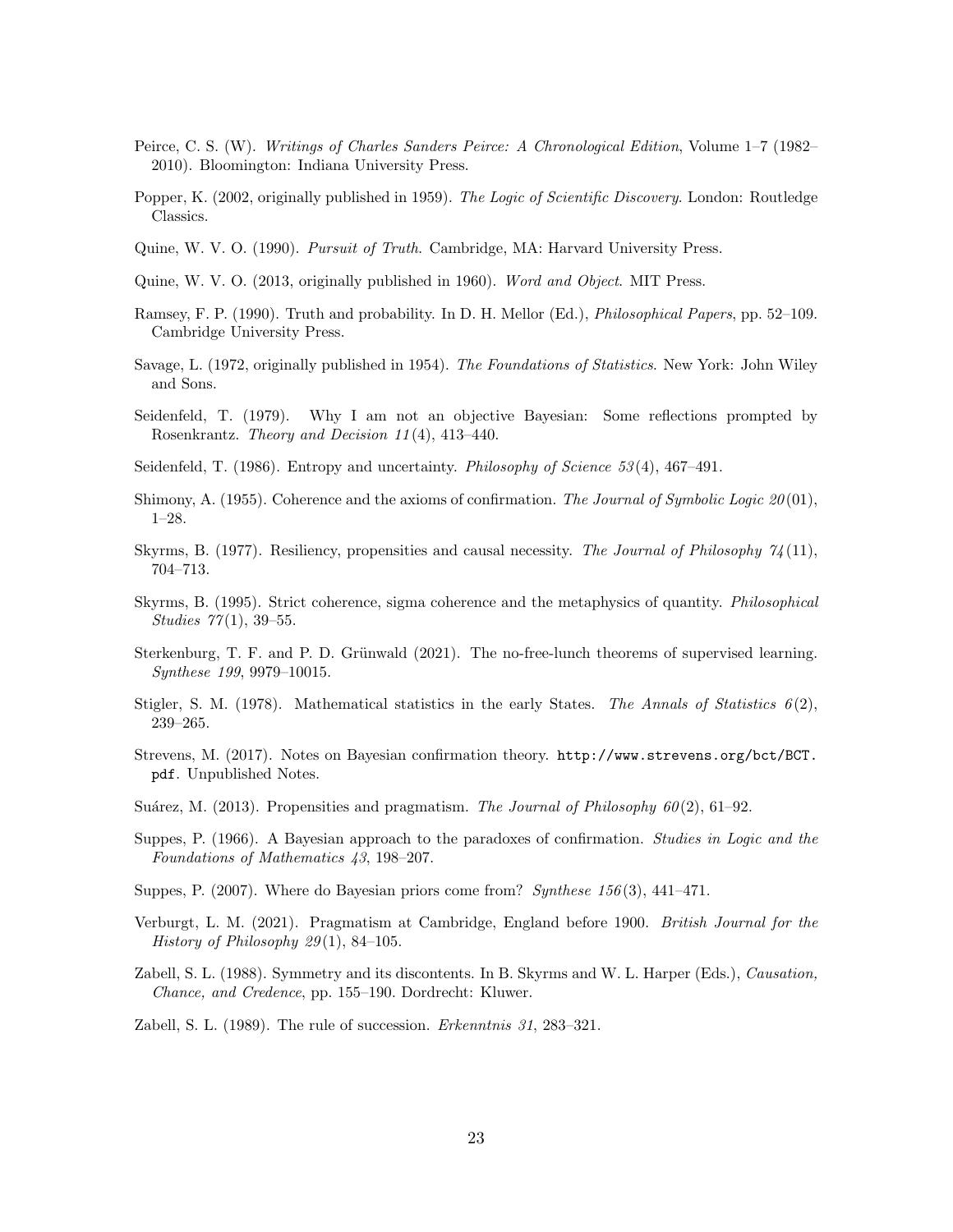Peirce, C. S. (W). *Writings of Charles Sanders Peirce: A Chronological Edition*, Volume 1–7 (1982–2010). Bloomington: Indiana University Press.

Popper, K. (2002, originally published in 1959). *The Logic of Scientific Discovery*. London: Routledge Classics.

Quine, W. V. O. (1990). *Pursuit of Truth*. Cambridge, MA: Harvard University Press.

Quine, W. V. O. (2013, originally published in 1960). *Word and Object*. MIT Press.

Ramsey, F. P. (1990). Truth and probability. In D. H. Mellor (Ed.), *Philosophical Papers*, pp. 52–109. Cambridge University Press.

Savage, L. (1972, originally published in 1954). *The Foundations of Statistics*. New York: John Wiley and Sons.

Seidenfeld, T. (1979). Why I am not an objective Bayesian: Some reflections prompted by Rosenkrantz. *Theory and Decision 11*(4), 413–440.

Seidenfeld, T. (1986). Entropy and uncertainty. *Philosophy of Science 53*(4), 467–491.

Shimony, A. (1955). Coherence and the axioms of confirmation. *The Journal of Symbolic Logic 20*(01), 1–28.

Skyrms, B. (1977). Resiliency, propensities and causal necessity. *The Journal of Philosophy 74*(11), 704–713.

Skyrms, B. (1995). Strict coherence, sigma coherence and the metaphysics of quantity. *Philosophical Studies 77*(1), 39–55.

Sterkenburg, T. F. and P. D. Grünwald (2021). The no-free-lunch theorems of supervised learning. *Synthese 199*, 9979–10015.

Stigler, S. M. (1978). Mathematical statistics in the early States. *The Annals of Statistics 6*(2), 239–265.

Strevens, M. (2017). Notes on Bayesian confirmation theory. `http://www.strevens.org/bct/BCT.pdf`. Unpublished Notes.

Suárez, M. (2013). Propensities and pragmatism. *The Journal of Philosophy 60*(2), 61–92.

Suppes, P. (1966). A Bayesian approach to the paradoxes of confirmation. *Studies in Logic and the Foundations of Mathematics 43*, 198–207.

Suppes, P. (2007). Where do Bayesian priors come from? *Synthese 156*(3), 441–471.

Verburgt, L. M. (2021). Pragmatism at Cambridge, England before 1900. *British Journal for the History of Philosophy 29*(1), 84–105.

Zabell, S. L. (1988). Symmetry and its discontents. In B. Skyrms and W. L. Harper (Eds.), *Causation, Chance, and Credence*, pp. 155–190. Dordrecht: Kluwer.

Zabell, S. L. (1989). The rule of succession. *Erkenntnis 31*, 283–321.